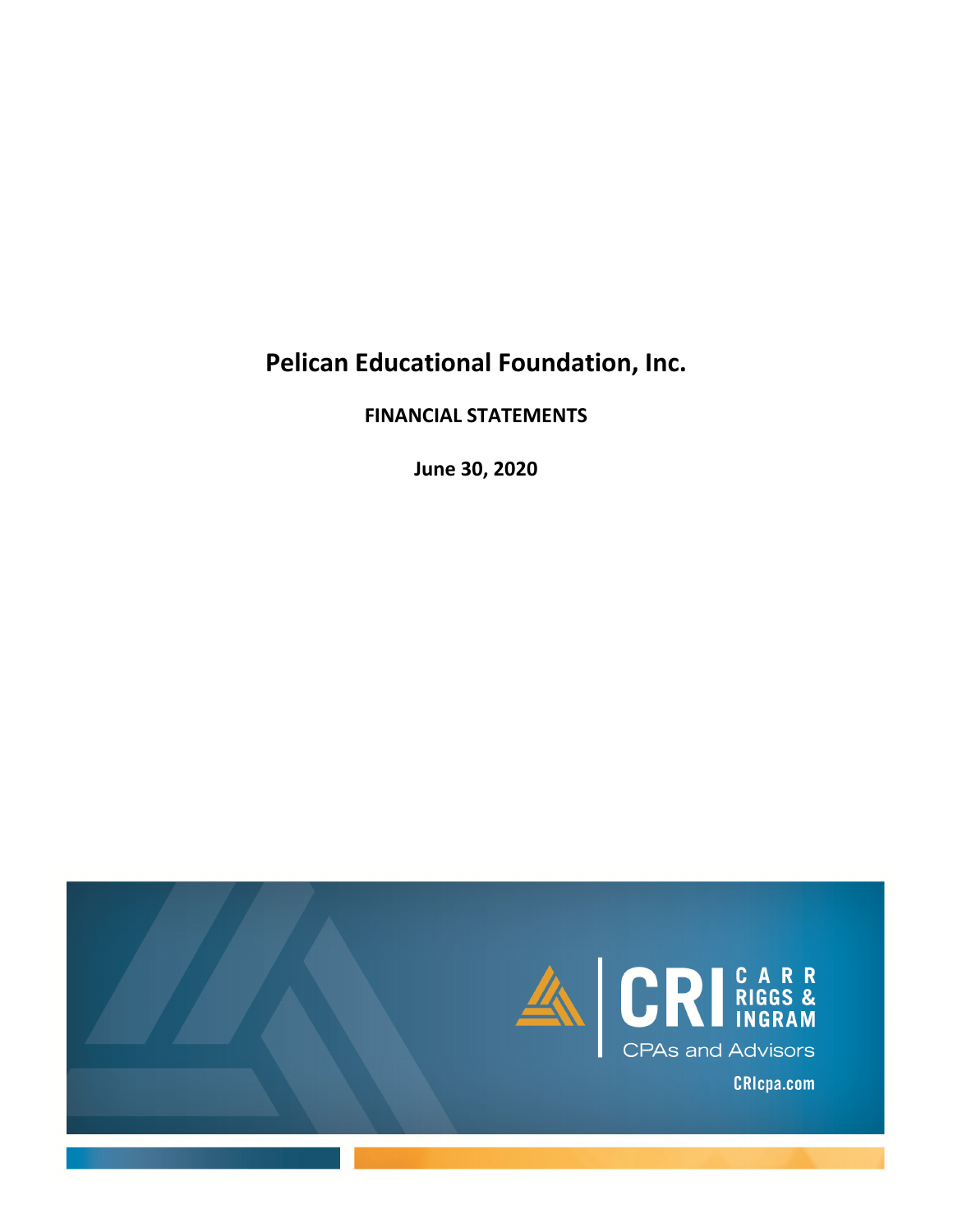# Pelican Educational Foundation, Inc.

**FINANCIAL STATEMENTS**

**June 30, 2020**

CRI CARR RIGGS & INGRAM

CPAs and Advisors

CRIcpa.com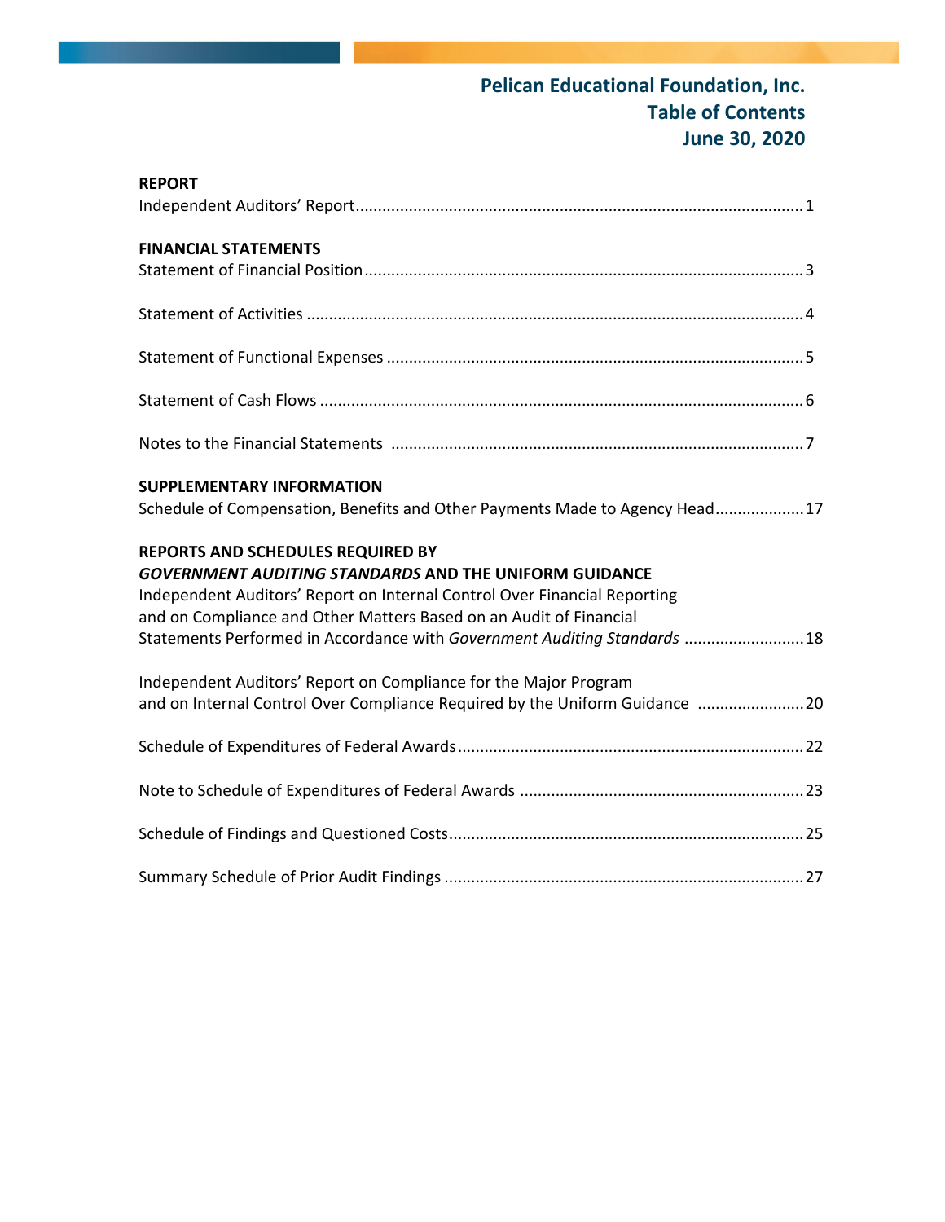# Pelican Educational Foundation, Inc.
## Table of Contents
## June 30, 2020

**REPORT**

Independent Auditors' Report .................................................. 1

**FINANCIAL STATEMENTS**

Statement of Financial Position .................................................. 3

Statement of Activities .................................................. 4

Statement of Functional Expenses .................................................. 5

Statement of Cash Flows .................................................. 6

Notes to the Financial Statements .................................................. 7

**SUPPLEMENTARY INFORMATION**

Schedule of Compensation, Benefits and Other Payments Made to Agency Head .................... 17

**REPORTS AND SCHEDULES REQUIRED BY**
***GOVERNMENT AUDITING STANDARDS* AND THE UNIFORM GUIDANCE**

Independent Auditors' Report on Internal Control Over Financial Reporting and on Compliance and Other Matters Based on an Audit of Financial Statements Performed in Accordance with *Government Auditing Standards* .................... 18

Independent Auditors' Report on Compliance for the Major Program and on Internal Control Over Compliance Required by the Uniform Guidance .................... 20

Schedule of Expenditures of Federal Awards .................................................. 22

Note to Schedule of Expenditures of Federal Awards .................................................. 23

Schedule of Findings and Questioned Costs .................................................. 25

Summary Schedule of Prior Audit Findings .................................................. 27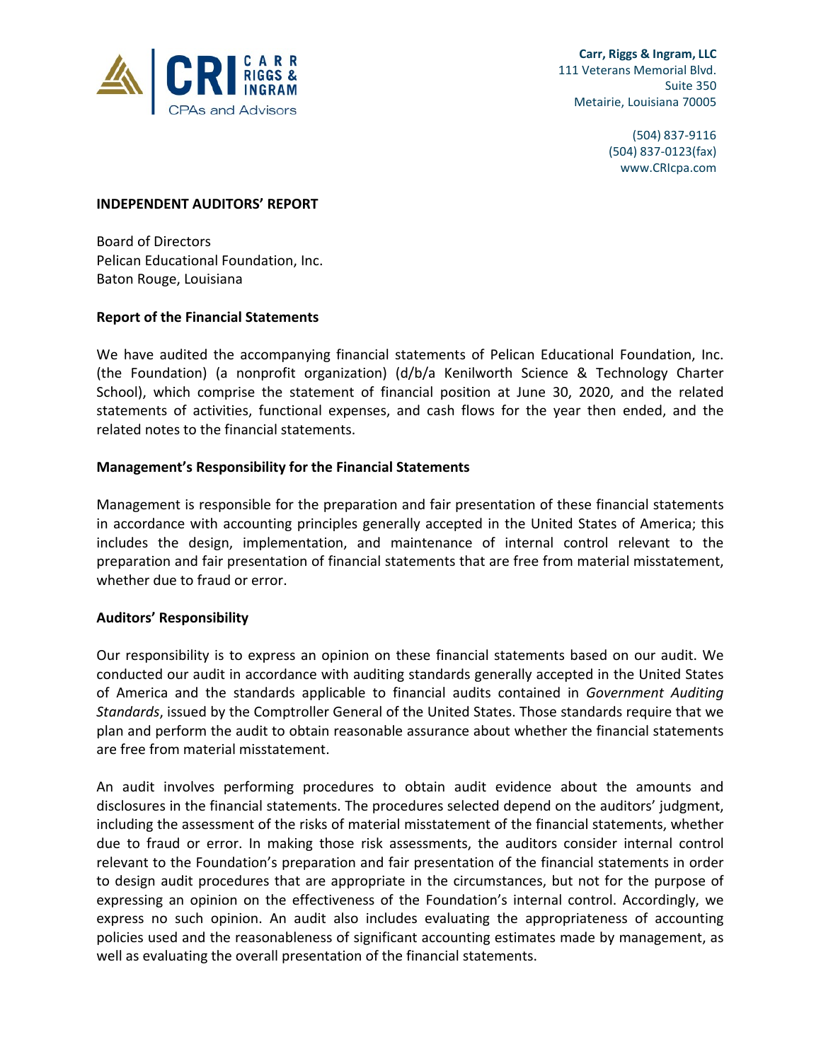**Carr, Riggs & Ingram, LLC**
111 Veterans Memorial Blvd.
Suite 350
Metairie, Louisiana 70005

(504) 837-9116
(504) 837-0123(fax)
www.CRIcpa.com

## INDEPENDENT AUDITORS' REPORT

Board of Directors
Pelican Educational Foundation, Inc.
Baton Rouge, Louisiana

### Report of the Financial Statements

We have audited the accompanying financial statements of Pelican Educational Foundation, Inc. (the Foundation) (a nonprofit organization) (d/b/a Kenilworth Science & Technology Charter School), which comprise the statement of financial position at June 30, 2020, and the related statements of activities, functional expenses, and cash flows for the year then ended, and the related notes to the financial statements.

### Management's Responsibility for the Financial Statements

Management is responsible for the preparation and fair presentation of these financial statements in accordance with accounting principles generally accepted in the United States of America; this includes the design, implementation, and maintenance of internal control relevant to the preparation and fair presentation of financial statements that are free from material misstatement, whether due to fraud or error.

### Auditors' Responsibility

Our responsibility is to express an opinion on these financial statements based on our audit. We conducted our audit in accordance with auditing standards generally accepted in the United States of America and the standards applicable to financial audits contained in *Government Auditing Standards*, issued by the Comptroller General of the United States. Those standards require that we plan and perform the audit to obtain reasonable assurance about whether the financial statements are free from material misstatement.

An audit involves performing procedures to obtain audit evidence about the amounts and disclosures in the financial statements. The procedures selected depend on the auditors' judgment, including the assessment of the risks of material misstatement of the financial statements, whether due to fraud or error. In making those risk assessments, the auditors consider internal control relevant to the Foundation's preparation and fair presentation of the financial statements in order to design audit procedures that are appropriate in the circumstances, but not for the purpose of expressing an opinion on the effectiveness of the Foundation's internal control. Accordingly, we express no such opinion. An audit also includes evaluating the appropriateness of accounting policies used and the reasonableness of significant accounting estimates made by management, as well as evaluating the overall presentation of the financial statements.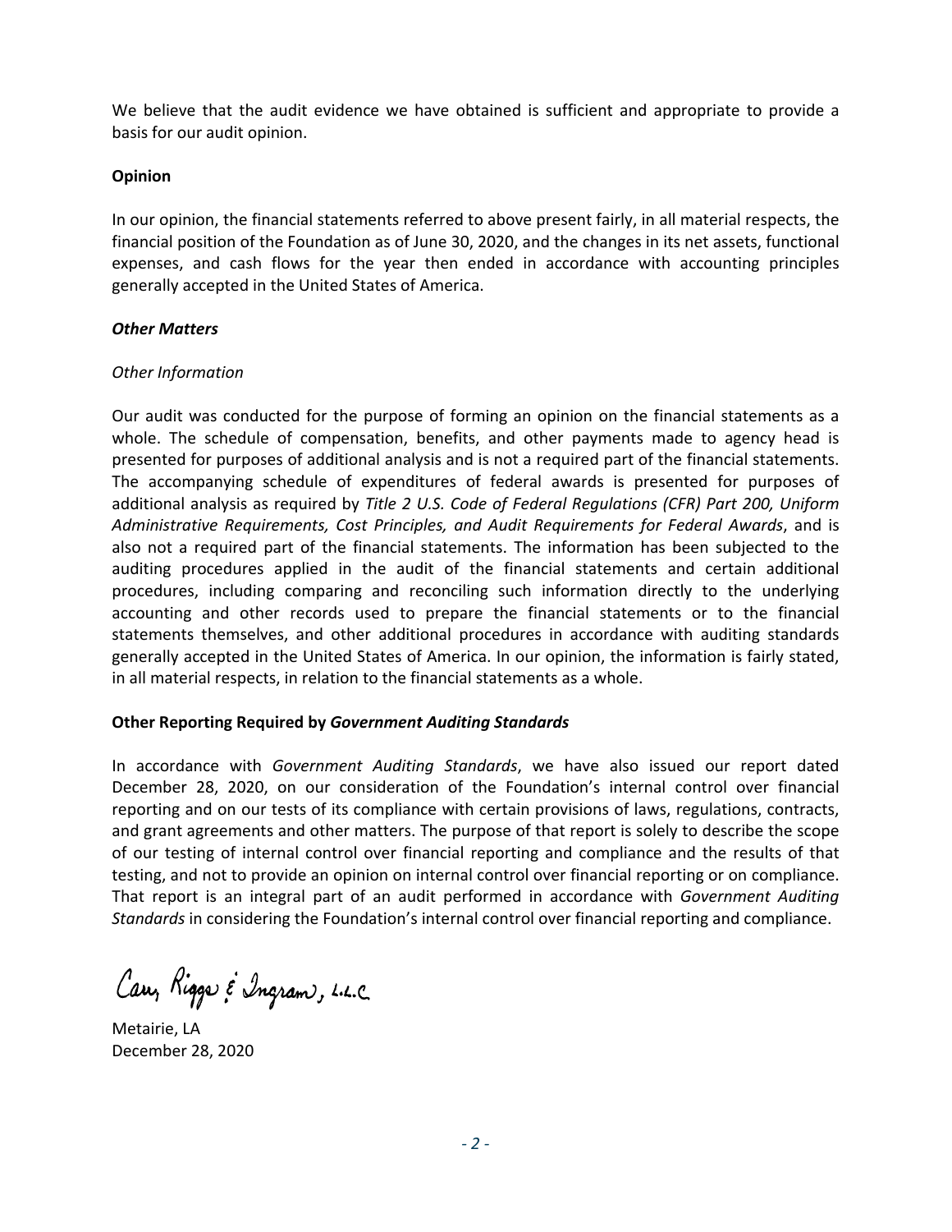We believe that the audit evidence we have obtained is sufficient and appropriate to provide a basis for our audit opinion.

**Opinion**

In our opinion, the financial statements referred to above present fairly, in all material respects, the financial position of the Foundation as of June 30, 2020, and the changes in its net assets, functional expenses, and cash flows for the year then ended in accordance with accounting principles generally accepted in the United States of America.

***Other Matters***

*Other Information*

Our audit was conducted for the purpose of forming an opinion on the financial statements as a whole. The schedule of compensation, benefits, and other payments made to agency head is presented for purposes of additional analysis and is not a required part of the financial statements. The accompanying schedule of expenditures of federal awards is presented for purposes of additional analysis as required by *Title 2 U.S. Code of Federal Regulations (CFR) Part 200, Uniform Administrative Requirements, Cost Principles, and Audit Requirements for Federal Awards*, and is also not a required part of the financial statements. The information has been subjected to the auditing procedures applied in the audit of the financial statements and certain additional procedures, including comparing and reconciling such information directly to the underlying accounting and other records used to prepare the financial statements or to the financial statements themselves, and other additional procedures in accordance with auditing standards generally accepted in the United States of America. In our opinion, the information is fairly stated, in all material respects, in relation to the financial statements as a whole.

**Other Reporting Required by *Government Auditing Standards***

In accordance with *Government Auditing Standards*, we have also issued our report dated December 28, 2020, on our consideration of the Foundation's internal control over financial reporting and on our tests of its compliance with certain provisions of laws, regulations, contracts, and grant agreements and other matters. The purpose of that report is solely to describe the scope of our testing of internal control over financial reporting and compliance and the results of that testing, and not to provide an opinion on internal control over financial reporting or on compliance. That report is an integral part of an audit performed in accordance with *Government Auditing Standards* in considering the Foundation's internal control over financial reporting and compliance.

Carr, Riggs & Ingram, L.L.C.

Metairie, LA
December 28, 2020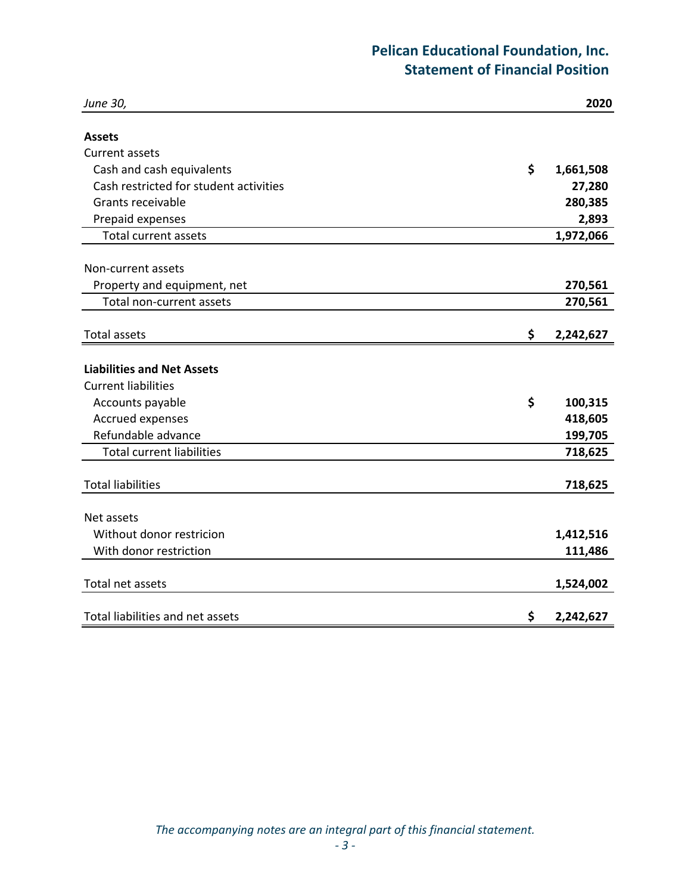# Pelican Educational Foundation, Inc.
## Statement of Financial Position

| *June 30,* | | 2020 |
|---|---|---|
| **Assets** | | |
| Current assets | | |
| Cash and cash equivalents | $ | 1,661,508 |
| Cash restricted for student activities | | 27,280 |
| Grants receivable | | 280,385 |
| Prepaid expenses | | 2,893 |
| Total current assets | | 1,972,066 |
| Non-current assets | | |
| Property and equipment, net | | 270,561 |
| Total non-current assets | | 270,561 |
| Total assets | $ | 2,242,627 |
| **Liabilities and Net Assets** | | |
| Current liabilities | | |
| Accounts payable | $ | 100,315 |
| Accrued expenses | | 418,605 |
| Refundable advance | | 199,705 |
| Total current liabilities | | 718,625 |
| Total liabilities | | 718,625 |
| Net assets | | |
| Without donor restricion | | 1,412,516 |
| With donor restriction | | 111,486 |
| Total net assets | | 1,524,002 |
| Total liabilities and net assets | $ | 2,242,627 |

*The accompanying notes are an integral part of this financial statement.*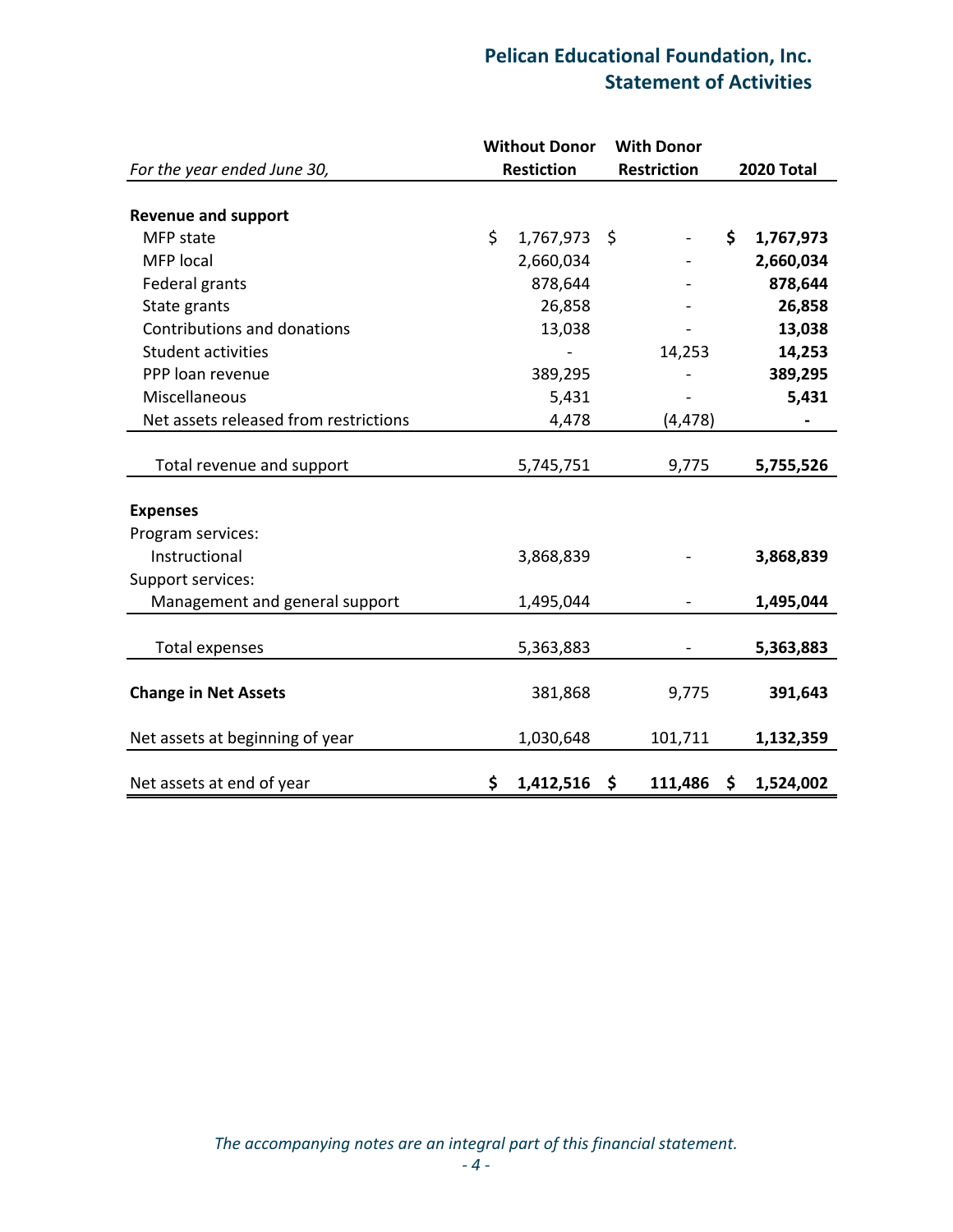# Pelican Educational Foundation, Inc.
## Statement of Activities

| *For the year ended June 30,* | Without Donor Restiction | With Donor Restriction | 2020 Total |
|---|---|---|---|
| **Revenue and support** | | | |
| MFP state | $ 1,767,973 | $ - | **$ 1,767,973** |
| MFP local | 2,660,034 | - | **2,660,034** |
| Federal grants | 878,644 | - | **878,644** |
| State grants | 26,858 | - | **26,858** |
| Contributions and donations | 13,038 | - | **13,038** |
| Student activities | - | 14,253 | **14,253** |
| PPP loan revenue | 389,295 | - | **389,295** |
| Miscellaneous | 5,431 | - | **5,431** |
| Net assets released from restrictions | 4,478 | (4,478) | **-** |
| Total revenue and support | 5,745,751 | 9,775 | **5,755,526** |
| **Expenses** | | | |
| Program services: | | | |
| Instructional | 3,868,839 | - | **3,868,839** |
| Support services: | | | |
| Management and general support | 1,495,044 | - | **1,495,044** |
| Total expenses | 5,363,883 | - | **5,363,883** |
| **Change in Net Assets** | 381,868 | 9,775 | **391,643** |
| Net assets at beginning of year | 1,030,648 | 101,711 | **1,132,359** |
| Net assets at end of year | **$ 1,412,516** | **$ 111,486** | **$ 1,524,002** |

*The accompanying notes are an integral part of this financial statement.*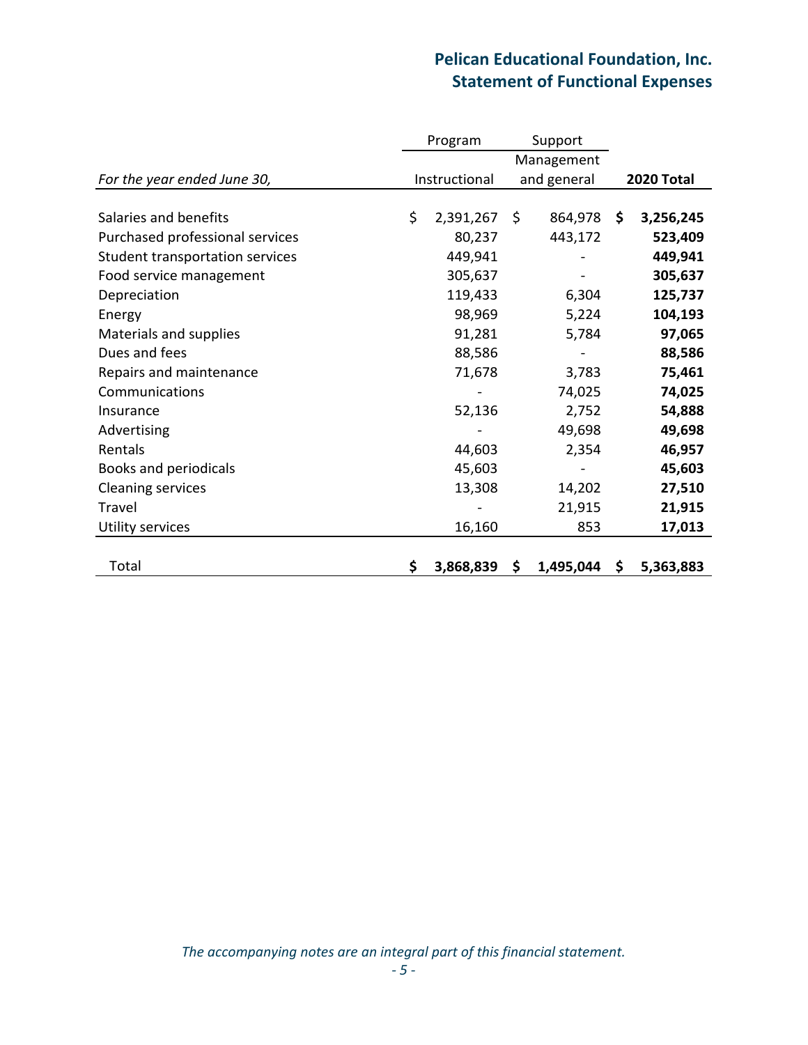# Pelican Educational Foundation, Inc.
## Statement of Functional Expenses

| *For the year ended June 30,* | Program | Support | |
|---|---|---|---|
| | Instructional | Management and general | **2020 Total** |
| Salaries and benefits | $ 2,391,267 | $ 864,978 | **$ 3,256,245** |
| Purchased professional services | 80,237 | 443,172 | **523,409** |
| Student transportation services | 449,941 | - | **449,941** |
| Food service management | 305,637 | - | **305,637** |
| Depreciation | 119,433 | 6,304 | **125,737** |
| Energy | 98,969 | 5,224 | **104,193** |
| Materials and supplies | 91,281 | 5,784 | **97,065** |
| Dues and fees | 88,586 | - | **88,586** |
| Repairs and maintenance | 71,678 | 3,783 | **75,461** |
| Communications | - | 74,025 | **74,025** |
| Insurance | 52,136 | 2,752 | **54,888** |
| Advertising | - | 49,698 | **49,698** |
| Rentals | 44,603 | 2,354 | **46,957** |
| Books and periodicals | 45,603 | - | **45,603** |
| Cleaning services | 13,308 | 14,202 | **27,510** |
| Travel | - | 21,915 | **21,915** |
| Utility services | 16,160 | 853 | **17,013** |
| Total | **$ 3,868,839** | **$ 1,495,044** | **$ 5,363,883** |

*The accompanying notes are an integral part of this financial statement.*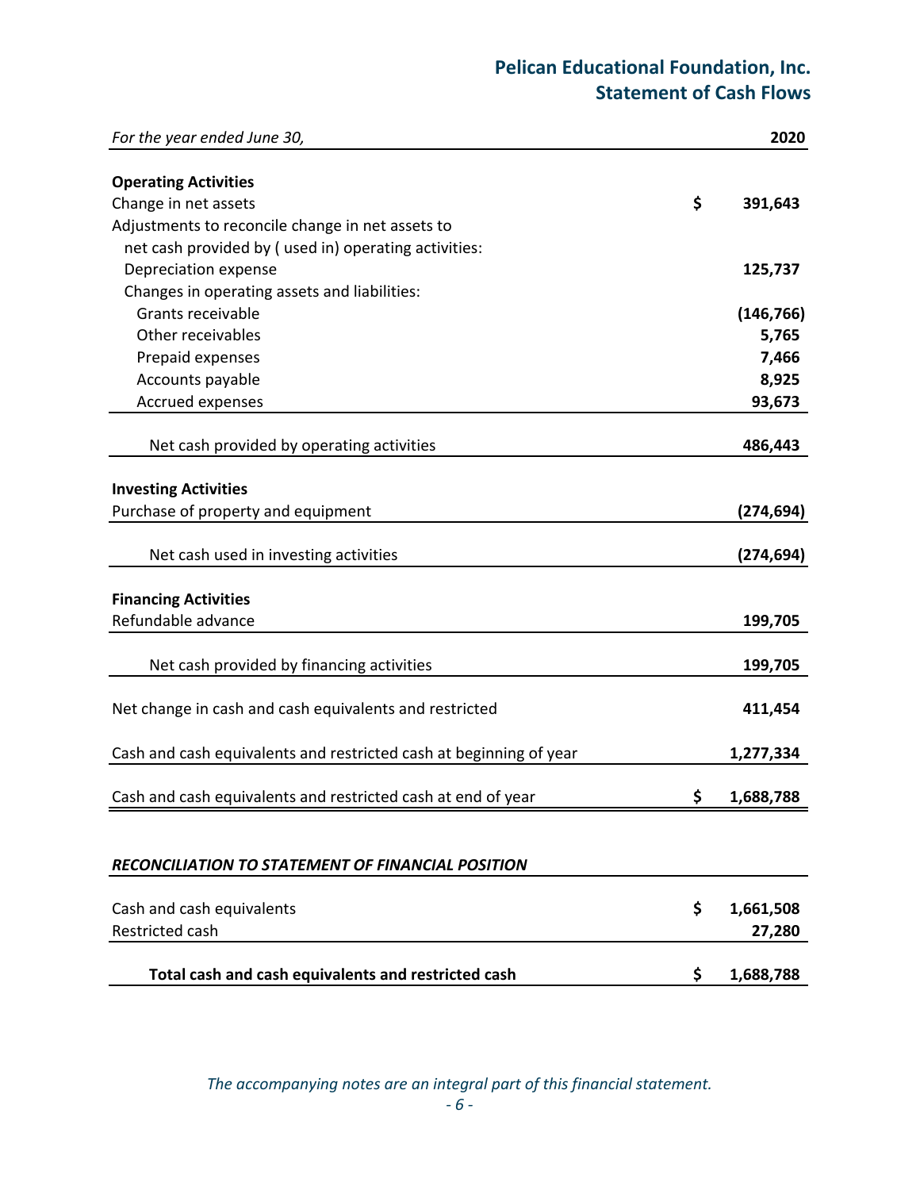# Pelican Educational Foundation, Inc.
## Statement of Cash Flows

| *For the year ended June 30,* | 2020 |
|---|---|
| **Operating Activities** | |
| Change in net assets | $ 391,643 |
| Adjustments to reconcile change in net assets to net cash provided by ( used in) operating activities: | |
| Depreciation expense | 125,737 |
| Changes in operating assets and liabilities: | |
| Grants receivable | (146,766) |
| Other receivables | 5,765 |
| Prepaid expenses | 7,466 |
| Accounts payable | 8,925 |
| Accrued expenses | 93,673 |
| Net cash provided by operating activities | 486,443 |
| **Investing Activities** | |
| Purchase of property and equipment | (274,694) |
| Net cash used in investing activities | (274,694) |
| **Financing Activities** | |
| Refundable advance | 199,705 |
| Net cash provided by financing activities | 199,705 |
| Net change in cash and cash equivalents and restricted | 411,454 |
| Cash and cash equivalents and restricted cash at beginning of year | 1,277,334 |
| Cash and cash equivalents and restricted cash at end of year | $ 1,688,788 |

| ***RECONCILIATION TO STATEMENT OF FINANCIAL POSITION*** | |
|---|---|
| Cash and cash equivalents | $ 1,661,508 |
| Restricted cash | 27,280 |
| **Total cash and cash equivalents and restricted cash** | $ 1,688,788 |

*The accompanying notes are an integral part of this financial statement.*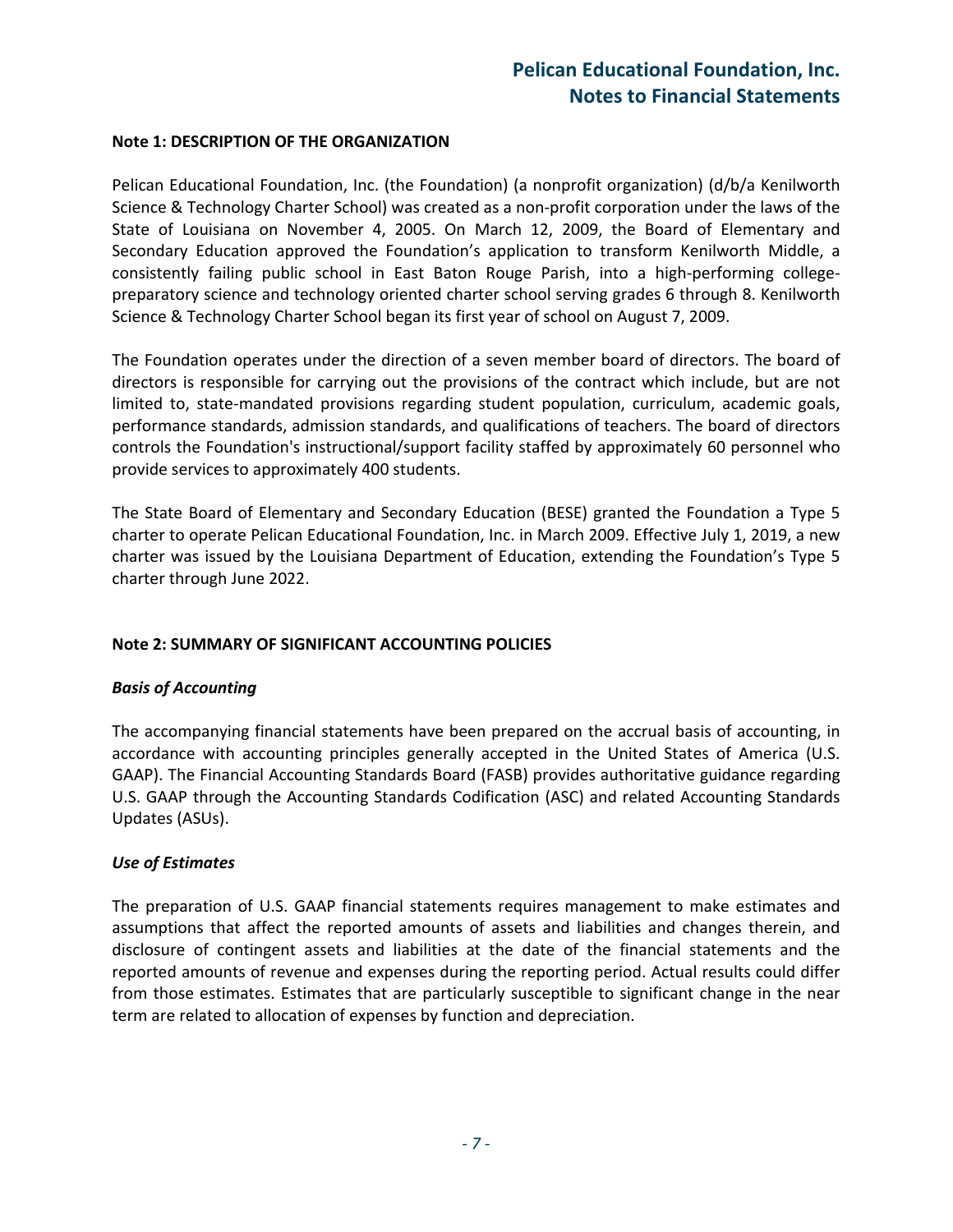## Note 1: DESCRIPTION OF THE ORGANIZATION

Pelican Educational Foundation, Inc. (the Foundation) (a nonprofit organization) (d/b/a Kenilworth Science & Technology Charter School) was created as a non-profit corporation under the laws of the State of Louisiana on November 4, 2005. On March 12, 2009, the Board of Elementary and Secondary Education approved the Foundation's application to transform Kenilworth Middle, a consistently failing public school in East Baton Rouge Parish, into a high-performing college-preparatory science and technology oriented charter school serving grades 6 through 8. Kenilworth Science & Technology Charter School began its first year of school on August 7, 2009.

The Foundation operates under the direction of a seven member board of directors. The board of directors is responsible for carrying out the provisions of the contract which include, but are not limited to, state-mandated provisions regarding student population, curriculum, academic goals, performance standards, admission standards, and qualifications of teachers. The board of directors controls the Foundation's instructional/support facility staffed by approximately 60 personnel who provide services to approximately 400 students.

The State Board of Elementary and Secondary Education (BESE) granted the Foundation a Type 5 charter to operate Pelican Educational Foundation, Inc. in March 2009. Effective July 1, 2019, a new charter was issued by the Louisiana Department of Education, extending the Foundation's Type 5 charter through June 2022.

## Note 2: SUMMARY OF SIGNIFICANT ACCOUNTING POLICIES

### *Basis of Accounting*

The accompanying financial statements have been prepared on the accrual basis of accounting, in accordance with accounting principles generally accepted in the United States of America (U.S. GAAP). The Financial Accounting Standards Board (FASB) provides authoritative guidance regarding U.S. GAAP through the Accounting Standards Codification (ASC) and related Accounting Standards Updates (ASUs).

### *Use of Estimates*

The preparation of U.S. GAAP financial statements requires management to make estimates and assumptions that affect the reported amounts of assets and liabilities and changes therein, and disclosure of contingent assets and liabilities at the date of the financial statements and the reported amounts of revenue and expenses during the reporting period. Actual results could differ from those estimates. Estimates that are particularly susceptible to significant change in the near term are related to allocation of expenses by function and depreciation.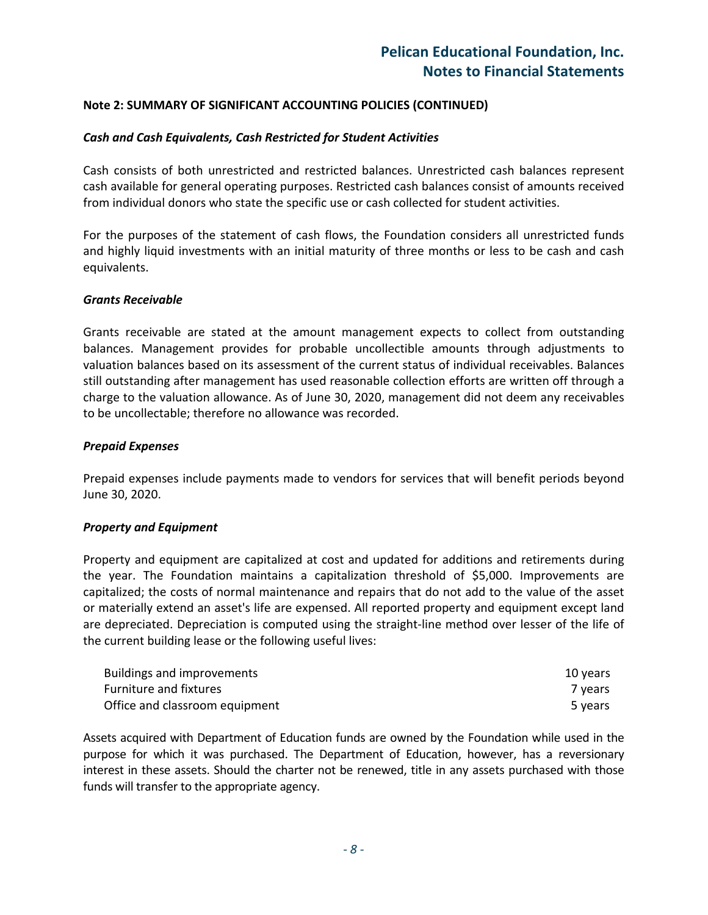## Note 2: SUMMARY OF SIGNIFICANT ACCOUNTING POLICIES (CONTINUED)

### *Cash and Cash Equivalents, Cash Restricted for Student Activities*

Cash consists of both unrestricted and restricted balances. Unrestricted cash balances represent cash available for general operating purposes. Restricted cash balances consist of amounts received from individual donors who state the specific use or cash collected for student activities.

For the purposes of the statement of cash flows, the Foundation considers all unrestricted funds and highly liquid investments with an initial maturity of three months or less to be cash and cash equivalents.

### *Grants Receivable*

Grants receivable are stated at the amount management expects to collect from outstanding balances. Management provides for probable uncollectible amounts through adjustments to valuation balances based on its assessment of the current status of individual receivables. Balances still outstanding after management has used reasonable collection efforts are written off through a charge to the valuation allowance. As of June 30, 2020, management did not deem any receivables to be uncollectable; therefore no allowance was recorded.

### *Prepaid Expenses*

Prepaid expenses include payments made to vendors for services that will benefit periods beyond June 30, 2020.

### *Property and Equipment*

Property and equipment are capitalized at cost and updated for additions and retirements during the year. The Foundation maintains a capitalization threshold of $5,000. Improvements are capitalized; the costs of normal maintenance and repairs that do not add to the value of the asset or materially extend an asset's life are expensed. All reported property and equipment except land are depreciated. Depreciation is computed using the straight-line method over lesser of the life of the current building lease or the following useful lives:

| | |
|---|---|
| Buildings and improvements | 10 years |
| Furniture and fixtures | 7 years |
| Office and classroom equipment | 5 years |

Assets acquired with Department of Education funds are owned by the Foundation while used in the purpose for which it was purchased. The Department of Education, however, has a reversionary interest in these assets. Should the charter not be renewed, title in any assets purchased with those funds will transfer to the appropriate agency.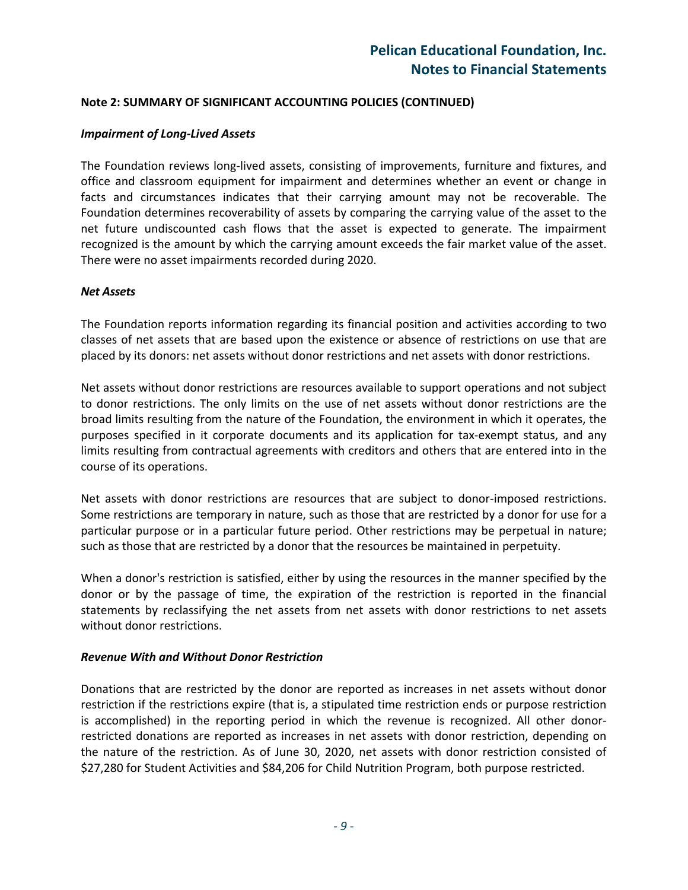### Note 2: SUMMARY OF SIGNIFICANT ACCOUNTING POLICIES (CONTINUED)

***Impairment of Long-Lived Assets***

The Foundation reviews long-lived assets, consisting of improvements, furniture and fixtures, and office and classroom equipment for impairment and determines whether an event or change in facts and circumstances indicates that their carrying amount may not be recoverable. The Foundation determines recoverability of assets by comparing the carrying value of the asset to the net future undiscounted cash flows that the asset is expected to generate. The impairment recognized is the amount by which the carrying amount exceeds the fair market value of the asset. There were no asset impairments recorded during 2020.

***Net Assets***

The Foundation reports information regarding its financial position and activities according to two classes of net assets that are based upon the existence or absence of restrictions on use that are placed by its donors: net assets without donor restrictions and net assets with donor restrictions.

Net assets without donor restrictions are resources available to support operations and not subject to donor restrictions. The only limits on the use of net assets without donor restrictions are the broad limits resulting from the nature of the Foundation, the environment in which it operates, the purposes specified in it corporate documents and its application for tax-exempt status, and any limits resulting from contractual agreements with creditors and others that are entered into in the course of its operations.

Net assets with donor restrictions are resources that are subject to donor-imposed restrictions. Some restrictions are temporary in nature, such as those that are restricted by a donor for use for a particular purpose or in a particular future period. Other restrictions may be perpetual in nature; such as those that are restricted by a donor that the resources be maintained in perpetuity.

When a donor's restriction is satisfied, either by using the resources in the manner specified by the donor or by the passage of time, the expiration of the restriction is reported in the financial statements by reclassifying the net assets from net assets with donor restrictions to net assets without donor restrictions.

***Revenue With and Without Donor Restriction***

Donations that are restricted by the donor are reported as increases in net assets without donor restriction if the restrictions expire (that is, a stipulated time restriction ends or purpose restriction is accomplished) in the reporting period in which the revenue is recognized. All other donor-restricted donations are reported as increases in net assets with donor restriction, depending on the nature of the restriction. As of June 30, 2020, net assets with donor restriction consisted of $27,280 for Student Activities and $84,206 for Child Nutrition Program, both purpose restricted.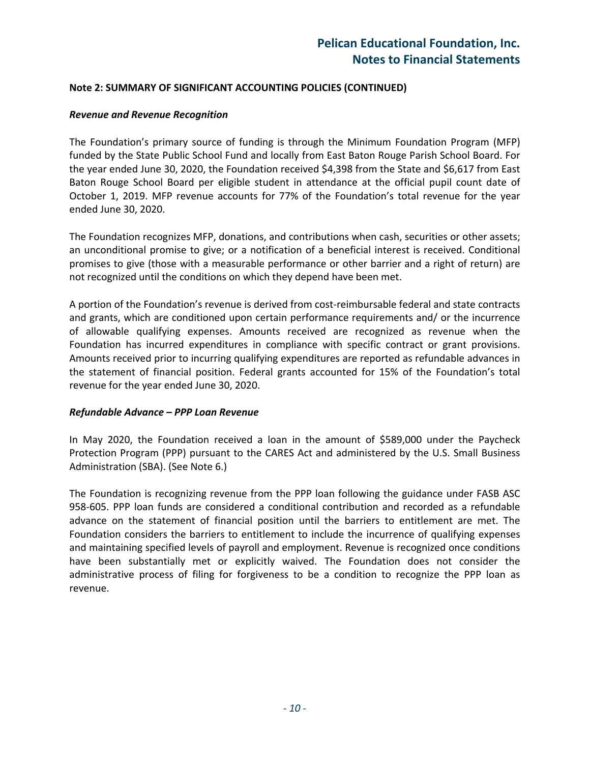**Note 2: SUMMARY OF SIGNIFICANT ACCOUNTING POLICIES (CONTINUED)**

***Revenue and Revenue Recognition***

The Foundation's primary source of funding is through the Minimum Foundation Program (MFP) funded by the State Public School Fund and locally from East Baton Rouge Parish School Board. For the year ended June 30, 2020, the Foundation received $4,398 from the State and $6,617 from East Baton Rouge School Board per eligible student in attendance at the official pupil count date of October 1, 2019. MFP revenue accounts for 77% of the Foundation's total revenue for the year ended June 30, 2020.

The Foundation recognizes MFP, donations, and contributions when cash, securities or other assets; an unconditional promise to give; or a notification of a beneficial interest is received. Conditional promises to give (those with a measurable performance or other barrier and a right of return) are not recognized until the conditions on which they depend have been met.

A portion of the Foundation's revenue is derived from cost-reimbursable federal and state contracts and grants, which are conditioned upon certain performance requirements and/ or the incurrence of allowable qualifying expenses. Amounts received are recognized as revenue when the Foundation has incurred expenditures in compliance with specific contract or grant provisions. Amounts received prior to incurring qualifying expenditures are reported as refundable advances in the statement of financial position. Federal grants accounted for 15% of the Foundation's total revenue for the year ended June 30, 2020.

***Refundable Advance – PPP Loan Revenue***

In May 2020, the Foundation received a loan in the amount of $589,000 under the Paycheck Protection Program (PPP) pursuant to the CARES Act and administered by the U.S. Small Business Administration (SBA). (See Note 6.)

The Foundation is recognizing revenue from the PPP loan following the guidance under FASB ASC 958-605. PPP loan funds are considered a conditional contribution and recorded as a refundable advance on the statement of financial position until the barriers to entitlement are met. The Foundation considers the barriers to entitlement to include the incurrence of qualifying expenses and maintaining specified levels of payroll and employment. Revenue is recognized once conditions have been substantially met or explicitly waived. The Foundation does not consider the administrative process of filing for forgiveness to be a condition to recognize the PPP loan as revenue.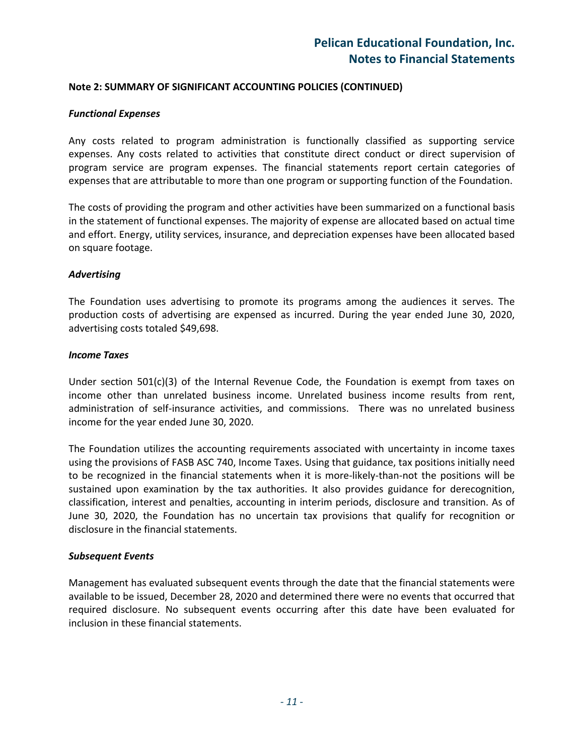**Note 2: SUMMARY OF SIGNIFICANT ACCOUNTING POLICIES (CONTINUED)**

***Functional Expenses***

Any costs related to program administration is functionally classified as supporting service expenses. Any costs related to activities that constitute direct conduct or direct supervision of program service are program expenses. The financial statements report certain categories of expenses that are attributable to more than one program or supporting function of the Foundation.

The costs of providing the program and other activities have been summarized on a functional basis in the statement of functional expenses. The majority of expense are allocated based on actual time and effort. Energy, utility services, insurance, and depreciation expenses have been allocated based on square footage.

***Advertising***

The Foundation uses advertising to promote its programs among the audiences it serves. The production costs of advertising are expensed as incurred. During the year ended June 30, 2020, advertising costs totaled $49,698.

***Income Taxes***

Under section 501(c)(3) of the Internal Revenue Code, the Foundation is exempt from taxes on income other than unrelated business income. Unrelated business income results from rent, administration of self-insurance activities, and commissions. There was no unrelated business income for the year ended June 30, 2020.

The Foundation utilizes the accounting requirements associated with uncertainty in income taxes using the provisions of FASB ASC 740, Income Taxes. Using that guidance, tax positions initially need to be recognized in the financial statements when it is more-likely-than-not the positions will be sustained upon examination by the tax authorities. It also provides guidance for derecognition, classification, interest and penalties, accounting in interim periods, disclosure and transition. As of June 30, 2020, the Foundation has no uncertain tax provisions that qualify for recognition or disclosure in the financial statements.

***Subsequent Events***

Management has evaluated subsequent events through the date that the financial statements were available to be issued, December 28, 2020 and determined there were no events that occurred that required disclosure. No subsequent events occurring after this date have been evaluated for inclusion in these financial statements.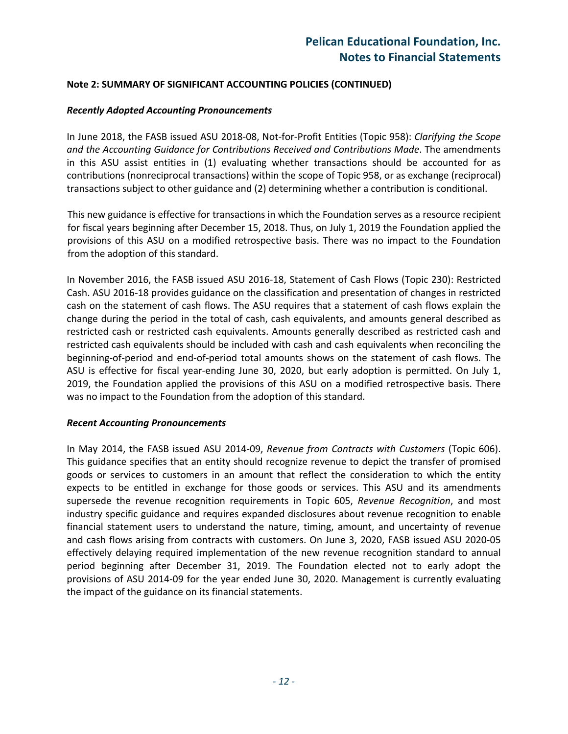### Note 2: SUMMARY OF SIGNIFICANT ACCOUNTING POLICIES (CONTINUED)

***Recently Adopted Accounting Pronouncements***

In June 2018, the FASB issued ASU 2018-08, Not-for-Profit Entities (Topic 958): *Clarifying the Scope and the Accounting Guidance for Contributions Received and Contributions Made*. The amendments in this ASU assist entities in (1) evaluating whether transactions should be accounted for as contributions (nonreciprocal transactions) within the scope of Topic 958, or as exchange (reciprocal) transactions subject to other guidance and (2) determining whether a contribution is conditional.

This new guidance is effective for transactions in which the Foundation serves as a resource recipient for fiscal years beginning after December 15, 2018. Thus, on July 1, 2019 the Foundation applied the provisions of this ASU on a modified retrospective basis. There was no impact to the Foundation from the adoption of this standard.

In November 2016, the FASB issued ASU 2016-18, Statement of Cash Flows (Topic 230): Restricted Cash. ASU 2016-18 provides guidance on the classification and presentation of changes in restricted cash on the statement of cash flows. The ASU requires that a statement of cash flows explain the change during the period in the total of cash, cash equivalents, and amounts general described as restricted cash or restricted cash equivalents. Amounts generally described as restricted cash and restricted cash equivalents should be included with cash and cash equivalents when reconciling the beginning-of-period and end-of-period total amounts shows on the statement of cash flows. The ASU is effective for fiscal year-ending June 30, 2020, but early adoption is permitted. On July 1, 2019, the Foundation applied the provisions of this ASU on a modified retrospective basis. There was no impact to the Foundation from the adoption of this standard.

***Recent Accounting Pronouncements***

In May 2014, the FASB issued ASU 2014-09, *Revenue from Contracts with Customers* (Topic 606). This guidance specifies that an entity should recognize revenue to depict the transfer of promised goods or services to customers in an amount that reflect the consideration to which the entity expects to be entitled in exchange for those goods or services. This ASU and its amendments supersede the revenue recognition requirements in Topic 605, *Revenue Recognition*, and most industry specific guidance and requires expanded disclosures about revenue recognition to enable financial statement users to understand the nature, timing, amount, and uncertainty of revenue and cash flows arising from contracts with customers. On June 3, 2020, FASB issued ASU 2020-05 effectively delaying required implementation of the new revenue recognition standard to annual period beginning after December 31, 2019. The Foundation elected not to early adopt the provisions of ASU 2014-09 for the year ended June 30, 2020. Management is currently evaluating the impact of the guidance on its financial statements.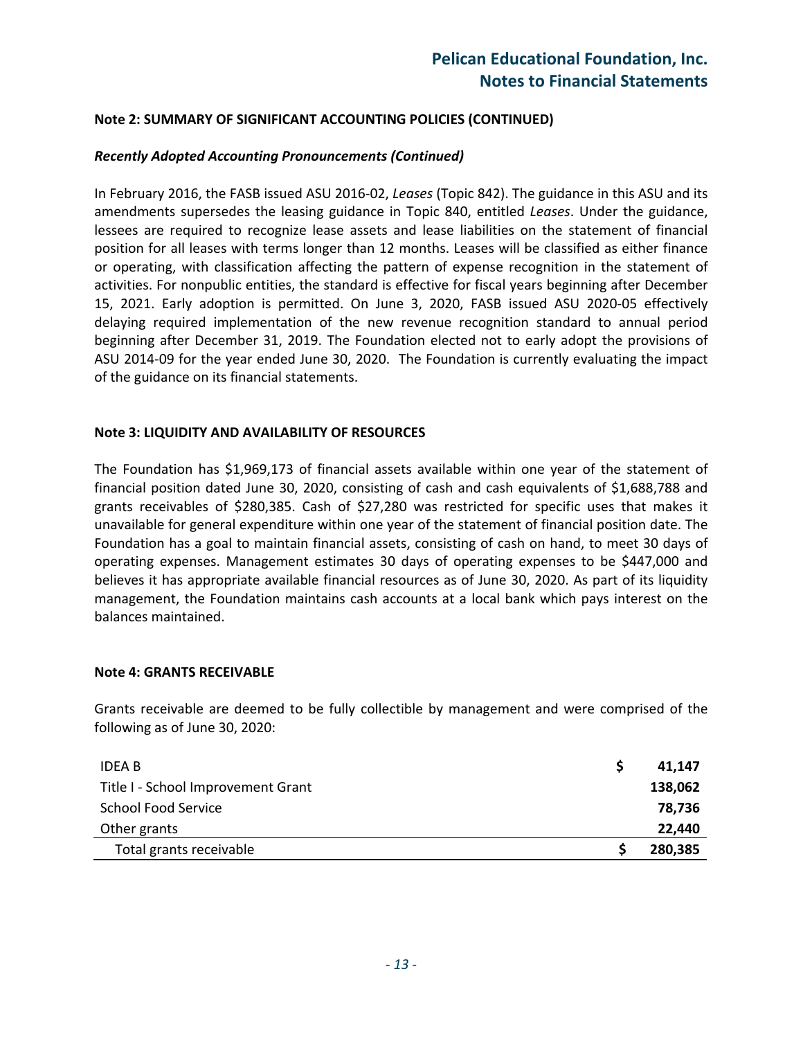### Note 2: SUMMARY OF SIGNIFICANT ACCOUNTING POLICIES (CONTINUED)

***Recently Adopted Accounting Pronouncements (Continued)***

In February 2016, the FASB issued ASU 2016-02, *Leases* (Topic 842). The guidance in this ASU and its amendments supersedes the leasing guidance in Topic 840, entitled *Leases*. Under the guidance, lessees are required to recognize lease assets and lease liabilities on the statement of financial position for all leases with terms longer than 12 months. Leases will be classified as either finance or operating, with classification affecting the pattern of expense recognition in the statement of activities. For nonpublic entities, the standard is effective for fiscal years beginning after December 15, 2021. Early adoption is permitted. On June 3, 2020, FASB issued ASU 2020-05 effectively delaying required implementation of the new revenue recognition standard to annual period beginning after December 31, 2019. The Foundation elected not to early adopt the provisions of ASU 2014-09 for the year ended June 30, 2020. The Foundation is currently evaluating the impact of the guidance on its financial statements.

### Note 3: LIQUIDITY AND AVAILABILITY OF RESOURCES

The Foundation has $1,969,173 of financial assets available within one year of the statement of financial position dated June 30, 2020, consisting of cash and cash equivalents of $1,688,788 and grants receivables of $280,385. Cash of $27,280 was restricted for specific uses that makes it unavailable for general expenditure within one year of the statement of financial position date. The Foundation has a goal to maintain financial assets, consisting of cash on hand, to meet 30 days of operating expenses. Management estimates 30 days of operating expenses to be $447,000 and believes it has appropriate available financial resources as of June 30, 2020. As part of its liquidity management, the Foundation maintains cash accounts at a local bank which pays interest on the balances maintained.

### Note 4: GRANTS RECEIVABLE

Grants receivable are deemed to be fully collectible by management and were comprised of the following as of June 30, 2020:

| | | |
|---|---|---|
| IDEA B | $ | **41,147** |
| Title I - School Improvement Grant | | **138,062** |
| School Food Service | | **78,736** |
| Other grants | | **22,440** |
| Total grants receivable | $ | **280,385** |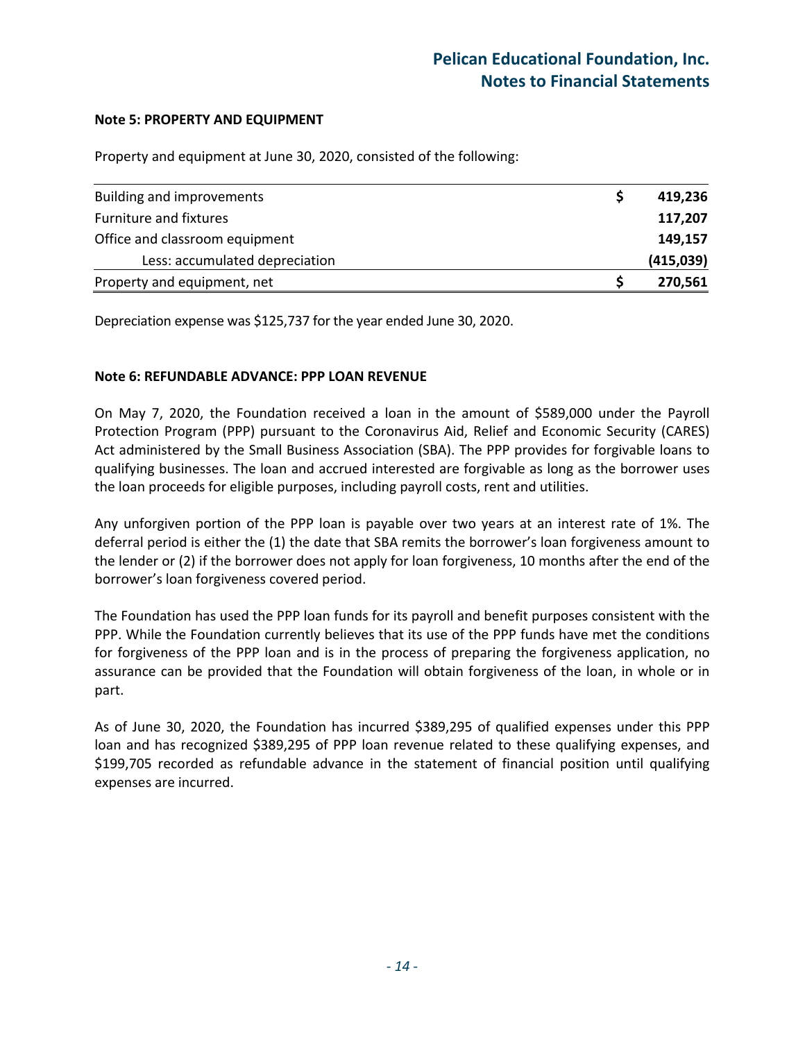### Note 5: PROPERTY AND EQUIPMENT

Property and equipment at June 30, 2020, consisted of the following:

| | | |
|---|---|---|
| Building and improvements | $ | **419,236** |
| Furniture and fixtures | | **117,207** |
| Office and classroom equipment | | **149,157** |
| Less: accumulated depreciation | | **(415,039)** |
| Property and equipment, net | $ | **270,561** |

Depreciation expense was $125,737 for the year ended June 30, 2020.

### Note 6: REFUNDABLE ADVANCE: PPP LOAN REVENUE

On May 7, 2020, the Foundation received a loan in the amount of $589,000 under the Payroll Protection Program (PPP) pursuant to the Coronavirus Aid, Relief and Economic Security (CARES) Act administered by the Small Business Association (SBA). The PPP provides for forgivable loans to qualifying businesses. The loan and accrued interested are forgivable as long as the borrower uses the loan proceeds for eligible purposes, including payroll costs, rent and utilities.

Any unforgiven portion of the PPP loan is payable over two years at an interest rate of 1%. The deferral period is either the (1) the date that SBA remits the borrower's loan forgiveness amount to the lender or (2) if the borrower does not apply for loan forgiveness, 10 months after the end of the borrower's loan forgiveness covered period.

The Foundation has used the PPP loan funds for its payroll and benefit purposes consistent with the PPP. While the Foundation currently believes that its use of the PPP funds have met the conditions for forgiveness of the PPP loan and is in the process of preparing the forgiveness application, no assurance can be provided that the Foundation will obtain forgiveness of the loan, in whole or in part.

As of June 30, 2020, the Foundation has incurred $389,295 of qualified expenses under this PPP loan and has recognized $389,295 of PPP loan revenue related to these qualifying expenses, and $199,705 recorded as refundable advance in the statement of financial position until qualifying expenses are incurred.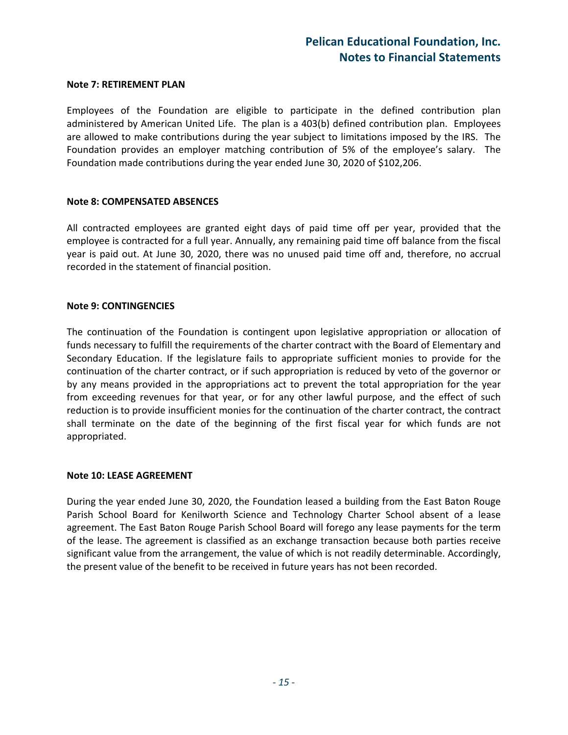**Note 7: RETIREMENT PLAN**

Employees of the Foundation are eligible to participate in the defined contribution plan administered by American United Life. The plan is a 403(b) defined contribution plan. Employees are allowed to make contributions during the year subject to limitations imposed by the IRS. The Foundation provides an employer matching contribution of 5% of the employee's salary. The Foundation made contributions during the year ended June 30, 2020 of $102,206.

**Note 8: COMPENSATED ABSENCES**

All contracted employees are granted eight days of paid time off per year, provided that the employee is contracted for a full year. Annually, any remaining paid time off balance from the fiscal year is paid out. At June 30, 2020, there was no unused paid time off and, therefore, no accrual recorded in the statement of financial position.

**Note 9: CONTINGENCIES**

The continuation of the Foundation is contingent upon legislative appropriation or allocation of funds necessary to fulfill the requirements of the charter contract with the Board of Elementary and Secondary Education. If the legislature fails to appropriate sufficient monies to provide for the continuation of the charter contract, or if such appropriation is reduced by veto of the governor or by any means provided in the appropriations act to prevent the total appropriation for the year from exceeding revenues for that year, or for any other lawful purpose, and the effect of such reduction is to provide insufficient monies for the continuation of the charter contract, the contract shall terminate on the date of the beginning of the first fiscal year for which funds are not appropriated.

**Note 10: LEASE AGREEMENT**

During the year ended June 30, 2020, the Foundation leased a building from the East Baton Rouge Parish School Board for Kenilworth Science and Technology Charter School absent of a lease agreement. The East Baton Rouge Parish School Board will forego any lease payments for the term of the lease. The agreement is classified as an exchange transaction because both parties receive significant value from the arrangement, the value of which is not readily determinable. Accordingly, the present value of the benefit to be received in future years has not been recorded.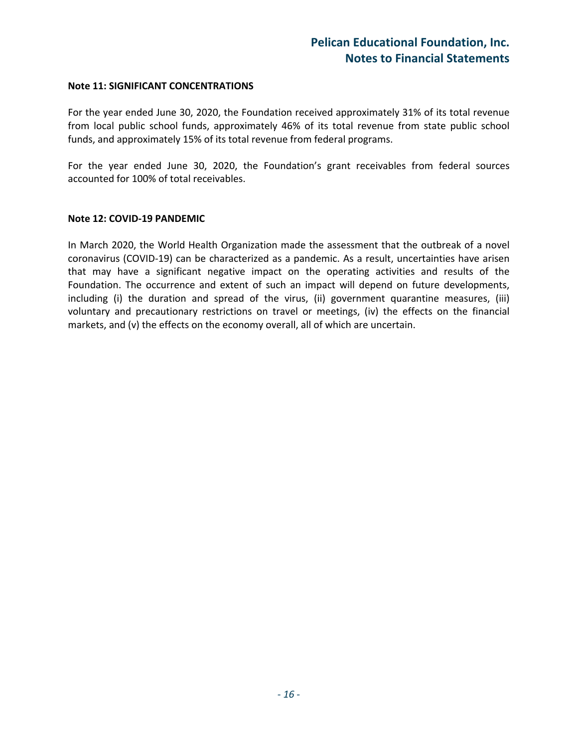### Note 11: SIGNIFICANT CONCENTRATIONS

For the year ended June 30, 2020, the Foundation received approximately 31% of its total revenue from local public school funds, approximately 46% of its total revenue from state public school funds, and approximately 15% of its total revenue from federal programs.

For the year ended June 30, 2020, the Foundation's grant receivables from federal sources accounted for 100% of total receivables.

### Note 12: COVID-19 PANDEMIC

In March 2020, the World Health Organization made the assessment that the outbreak of a novel coronavirus (COVID-19) can be characterized as a pandemic. As a result, uncertainties have arisen that may have a significant negative impact on the operating activities and results of the Foundation. The occurrence and extent of such an impact will depend on future developments, including (i) the duration and spread of the virus, (ii) government quarantine measures, (iii) voluntary and precautionary restrictions on travel or meetings, (iv) the effects on the financial markets, and (v) the effects on the economy overall, all of which are uncertain.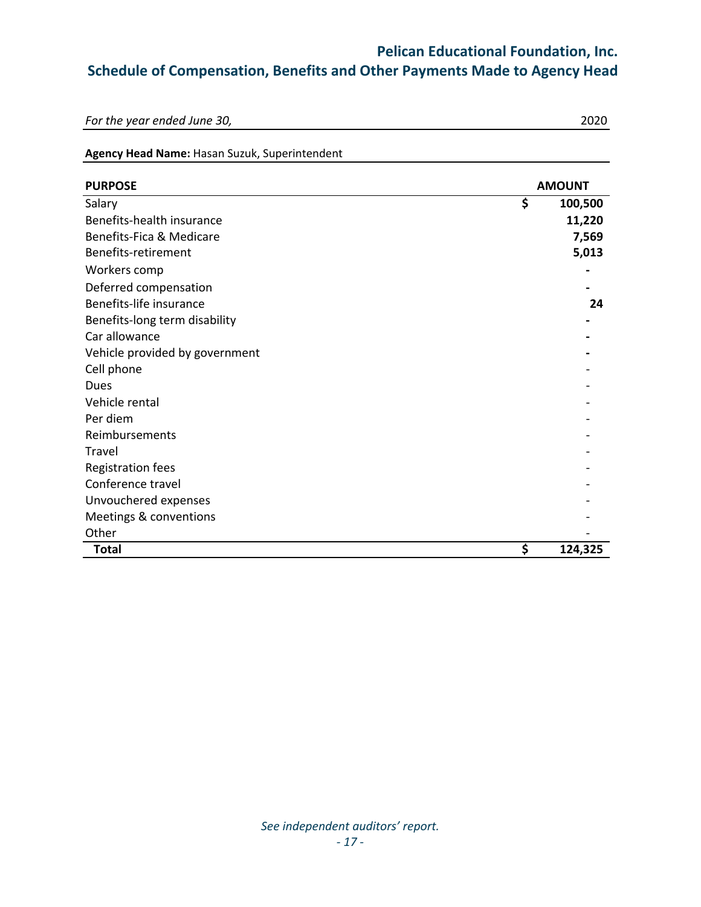# Pelican Educational Foundation, Inc.

## Schedule of Compensation, Benefits and Other Payments Made to Agency Head

*For the year ended June 30,* 2020

**Agency Head Name:** Hasan Suzuk, Superintendent

| PURPOSE | AMOUNT |
|---|---|
| Salary | $ 100,500 |
| Benefits-health insurance | 11,220 |
| Benefits-Fica & Medicare | 7,569 |
| Benefits-retirement | 5,013 |
| Workers comp | - |
| Deferred compensation | - |
| Benefits-life insurance | 24 |
| Benefits-long term disability | - |
| Car allowance | - |
| Vehicle provided by government | - |
| Cell phone | - |
| Dues | - |
| Vehicle rental | - |
| Per diem | - |
| Reimbursements | - |
| Travel | - |
| Registration fees | - |
| Conference travel | - |
| Unvouchered expenses | - |
| Meetings & conventions | - |
| Other | - |
| **Total** | **$ 124,325** |

*See independent auditors' report.*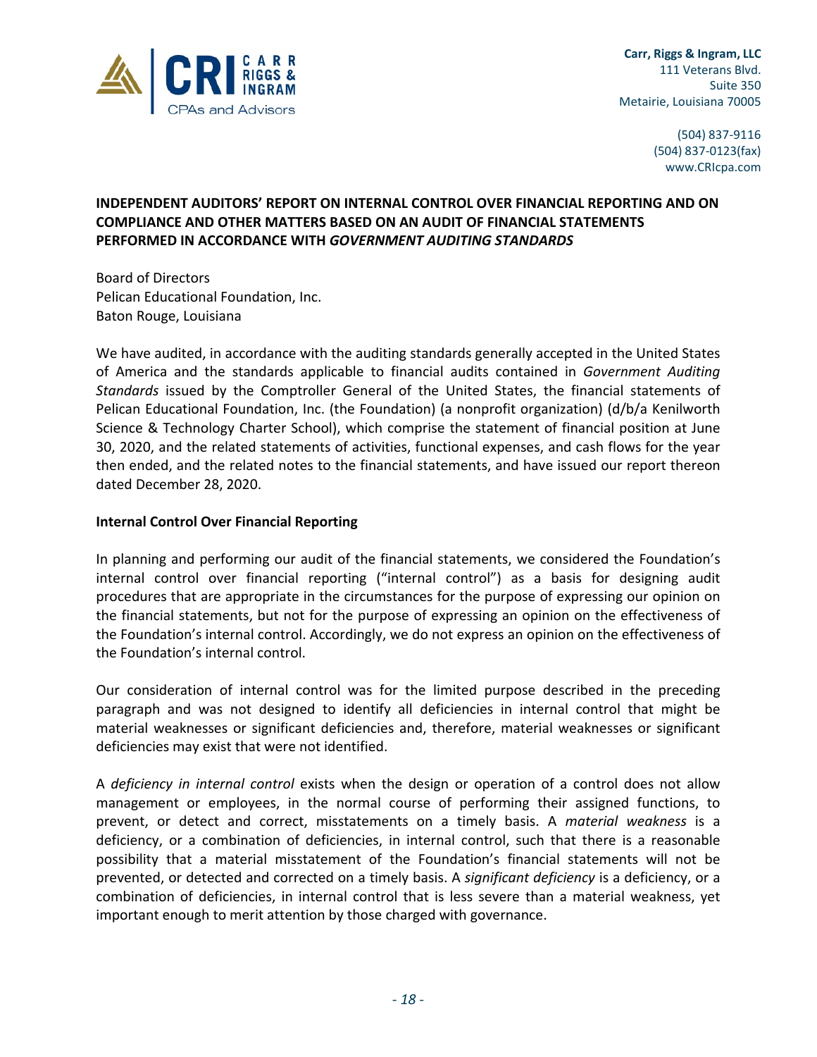Carr, Riggs & Ingram, LLC
111 Veterans Blvd.
Suite 350
Metairie, Louisiana 70005

(504) 837-9116
(504) 837-0123(fax)
www.CRIcpa.com

## INDEPENDENT AUDITORS' REPORT ON INTERNAL CONTROL OVER FINANCIAL REPORTING AND ON COMPLIANCE AND OTHER MATTERS BASED ON AN AUDIT OF FINANCIAL STATEMENTS PERFORMED IN ACCORDANCE WITH *GOVERNMENT AUDITING STANDARDS*

Board of Directors
Pelican Educational Foundation, Inc.
Baton Rouge, Louisiana

We have audited, in accordance with the auditing standards generally accepted in the United States of America and the standards applicable to financial audits contained in *Government Auditing Standards* issued by the Comptroller General of the United States, the financial statements of Pelican Educational Foundation, Inc. (the Foundation) (a nonprofit organization) (d/b/a Kenilworth Science & Technology Charter School), which comprise the statement of financial position at June 30, 2020, and the related statements of activities, functional expenses, and cash flows for the year then ended, and the related notes to the financial statements, and have issued our report thereon dated December 28, 2020.

**Internal Control Over Financial Reporting**

In planning and performing our audit of the financial statements, we considered the Foundation's internal control over financial reporting ("internal control") as a basis for designing audit procedures that are appropriate in the circumstances for the purpose of expressing our opinion on the financial statements, but not for the purpose of expressing an opinion on the effectiveness of the Foundation's internal control. Accordingly, we do not express an opinion on the effectiveness of the Foundation's internal control.

Our consideration of internal control was for the limited purpose described in the preceding paragraph and was not designed to identify all deficiencies in internal control that might be material weaknesses or significant deficiencies and, therefore, material weaknesses or significant deficiencies may exist that were not identified.

A *deficiency in internal control* exists when the design or operation of a control does not allow management or employees, in the normal course of performing their assigned functions, to prevent, or detect and correct, misstatements on a timely basis. A *material weakness* is a deficiency, or a combination of deficiencies, in internal control, such that there is a reasonable possibility that a material misstatement of the Foundation's financial statements will not be prevented, or detected and corrected on a timely basis. A *significant deficiency* is a deficiency, or a combination of deficiencies, in internal control that is less severe than a material weakness, yet important enough to merit attention by those charged with governance.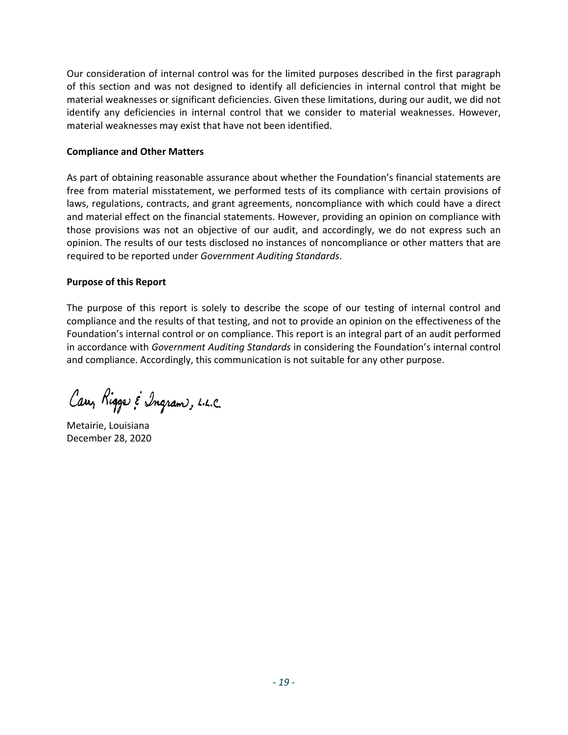Our consideration of internal control was for the limited purposes described in the first paragraph of this section and was not designed to identify all deficiencies in internal control that might be material weaknesses or significant deficiencies. Given these limitations, during our audit, we did not identify any deficiencies in internal control that we consider to material weaknesses. However, material weaknesses may exist that have not been identified.

**Compliance and Other Matters**

As part of obtaining reasonable assurance about whether the Foundation's financial statements are free from material misstatement, we performed tests of its compliance with certain provisions of laws, regulations, contracts, and grant agreements, noncompliance with which could have a direct and material effect on the financial statements. However, providing an opinion on compliance with those provisions was not an objective of our audit, and accordingly, we do not express such an opinion. The results of our tests disclosed no instances of noncompliance or other matters that are required to be reported under *Government Auditing Standards*.

**Purpose of this Report**

The purpose of this report is solely to describe the scope of our testing of internal control and compliance and the results of that testing, and not to provide an opinion on the effectiveness of the Foundation's internal control or on compliance. This report is an integral part of an audit performed in accordance with *Government Auditing Standards* in considering the Foundation's internal control and compliance. Accordingly, this communication is not suitable for any other purpose.

Carr, Riggs & Ingram, L.L.C.

Metairie, Louisiana
December 28, 2020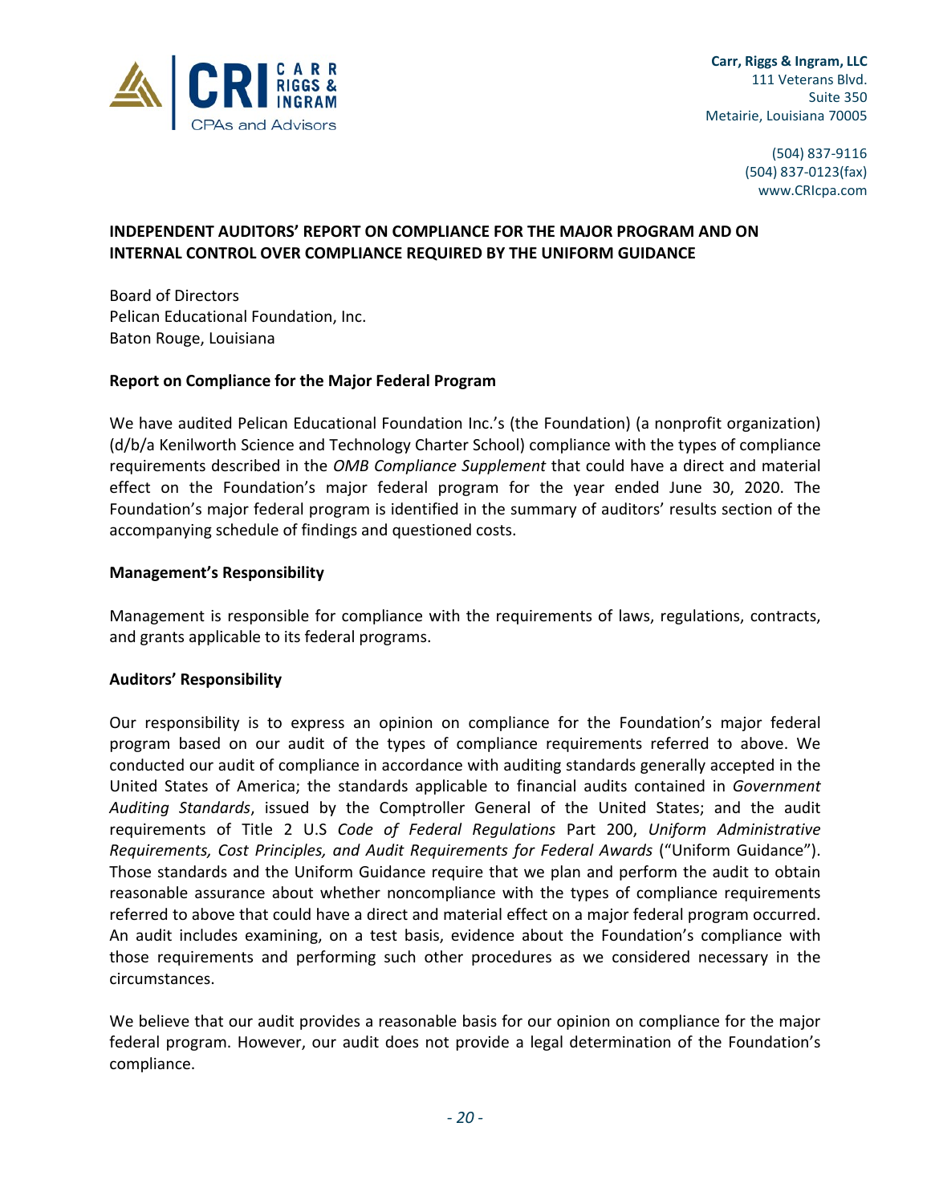Carr, Riggs & Ingram, LLC
111 Veterans Blvd.
Suite 350
Metairie, Louisiana 70005

(504) 837-9116
(504) 837-0123(fax)
www.CRIcpa.com

## INDEPENDENT AUDITORS' REPORT ON COMPLIANCE FOR THE MAJOR PROGRAM AND ON INTERNAL CONTROL OVER COMPLIANCE REQUIRED BY THE UNIFORM GUIDANCE

Board of Directors
Pelican Educational Foundation, Inc.
Baton Rouge, Louisiana

### Report on Compliance for the Major Federal Program

We have audited Pelican Educational Foundation Inc.'s (the Foundation) (a nonprofit organization) (d/b/a Kenilworth Science and Technology Charter School) compliance with the types of compliance requirements described in the *OMB Compliance Supplement* that could have a direct and material effect on the Foundation's major federal program for the year ended June 30, 2020. The Foundation's major federal program is identified in the summary of auditors' results section of the accompanying schedule of findings and questioned costs.

### Management's Responsibility

Management is responsible for compliance with the requirements of laws, regulations, contracts, and grants applicable to its federal programs.

### Auditors' Responsibility

Our responsibility is to express an opinion on compliance for the Foundation's major federal program based on our audit of the types of compliance requirements referred to above. We conducted our audit of compliance in accordance with auditing standards generally accepted in the United States of America; the standards applicable to financial audits contained in *Government Auditing Standards*, issued by the Comptroller General of the United States; and the audit requirements of Title 2 U.S *Code of Federal Regulations* Part 200, *Uniform Administrative Requirements, Cost Principles, and Audit Requirements for Federal Awards* ("Uniform Guidance"). Those standards and the Uniform Guidance require that we plan and perform the audit to obtain reasonable assurance about whether noncompliance with the types of compliance requirements referred to above that could have a direct and material effect on a major federal program occurred. An audit includes examining, on a test basis, evidence about the Foundation's compliance with those requirements and performing such other procedures as we considered necessary in the circumstances.

We believe that our audit provides a reasonable basis for our opinion on compliance for the major federal program. However, our audit does not provide a legal determination of the Foundation's compliance.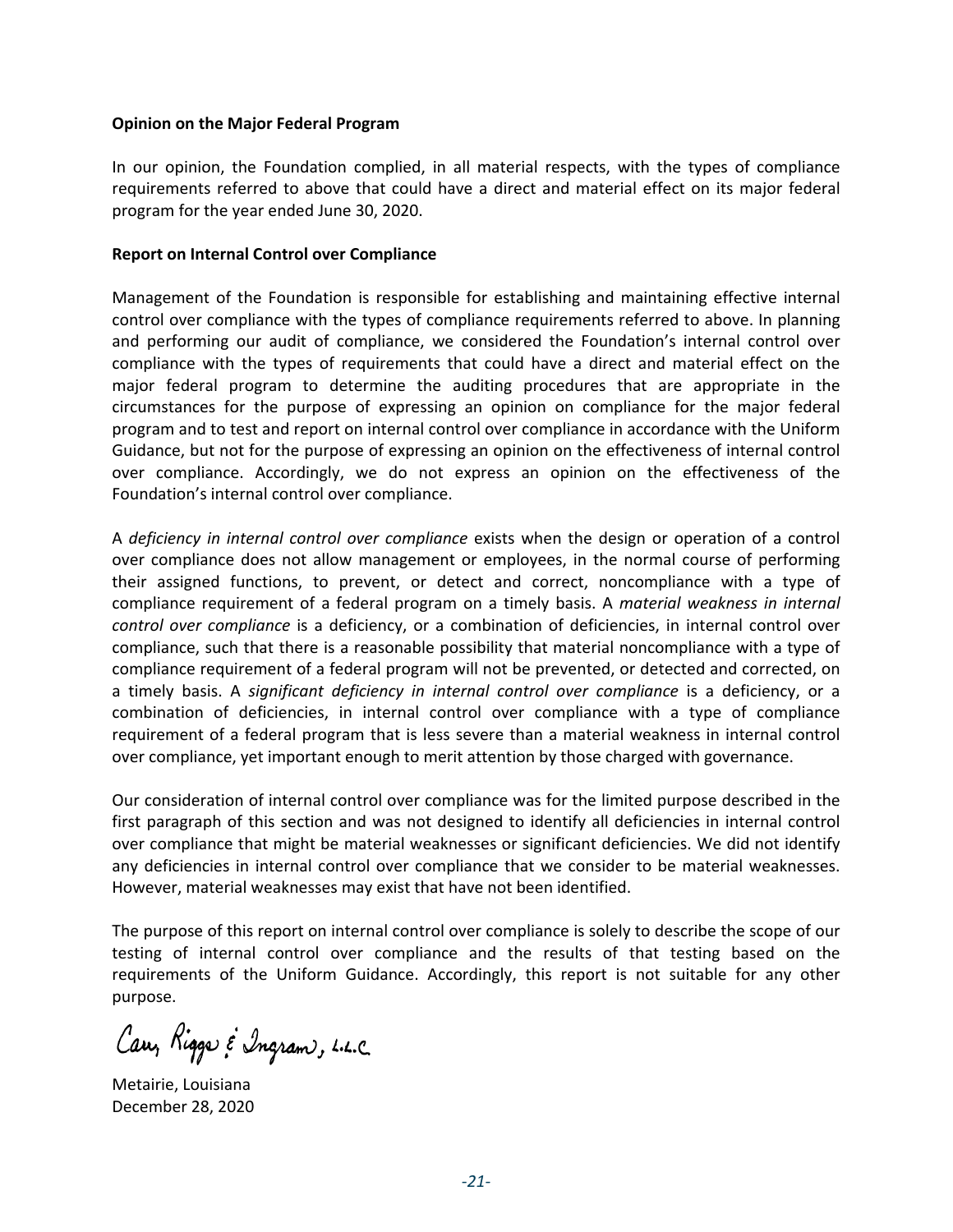**Opinion on the Major Federal Program**

In our opinion, the Foundation complied, in all material respects, with the types of compliance requirements referred to above that could have a direct and material effect on its major federal program for the year ended June 30, 2020.

**Report on Internal Control over Compliance**

Management of the Foundation is responsible for establishing and maintaining effective internal control over compliance with the types of compliance requirements referred to above. In planning and performing our audit of compliance, we considered the Foundation's internal control over compliance with the types of requirements that could have a direct and material effect on the major federal program to determine the auditing procedures that are appropriate in the circumstances for the purpose of expressing an opinion on compliance for the major federal program and to test and report on internal control over compliance in accordance with the Uniform Guidance, but not for the purpose of expressing an opinion on the effectiveness of internal control over compliance. Accordingly, we do not express an opinion on the effectiveness of the Foundation's internal control over compliance.

A *deficiency in internal control over compliance* exists when the design or operation of a control over compliance does not allow management or employees, in the normal course of performing their assigned functions, to prevent, or detect and correct, noncompliance with a type of compliance requirement of a federal program on a timely basis. A *material weakness in internal control over compliance* is a deficiency, or a combination of deficiencies, in internal control over compliance, such that there is a reasonable possibility that material noncompliance with a type of compliance requirement of a federal program will not be prevented, or detected and corrected, on a timely basis. A *significant deficiency in internal control over compliance* is a deficiency, or a combination of deficiencies, in internal control over compliance with a type of compliance requirement of a federal program that is less severe than a material weakness in internal control over compliance, yet important enough to merit attention by those charged with governance.

Our consideration of internal control over compliance was for the limited purpose described in the first paragraph of this section and was not designed to identify all deficiencies in internal control over compliance that might be material weaknesses or significant deficiencies. We did not identify any deficiencies in internal control over compliance that we consider to be material weaknesses. However, material weaknesses may exist that have not been identified.

The purpose of this report on internal control over compliance is solely to describe the scope of our testing of internal control over compliance and the results of that testing based on the requirements of the Uniform Guidance. Accordingly, this report is not suitable for any other purpose.

Carr, Riggs & Ingram, L.L.C.

Metairie, Louisiana
December 28, 2020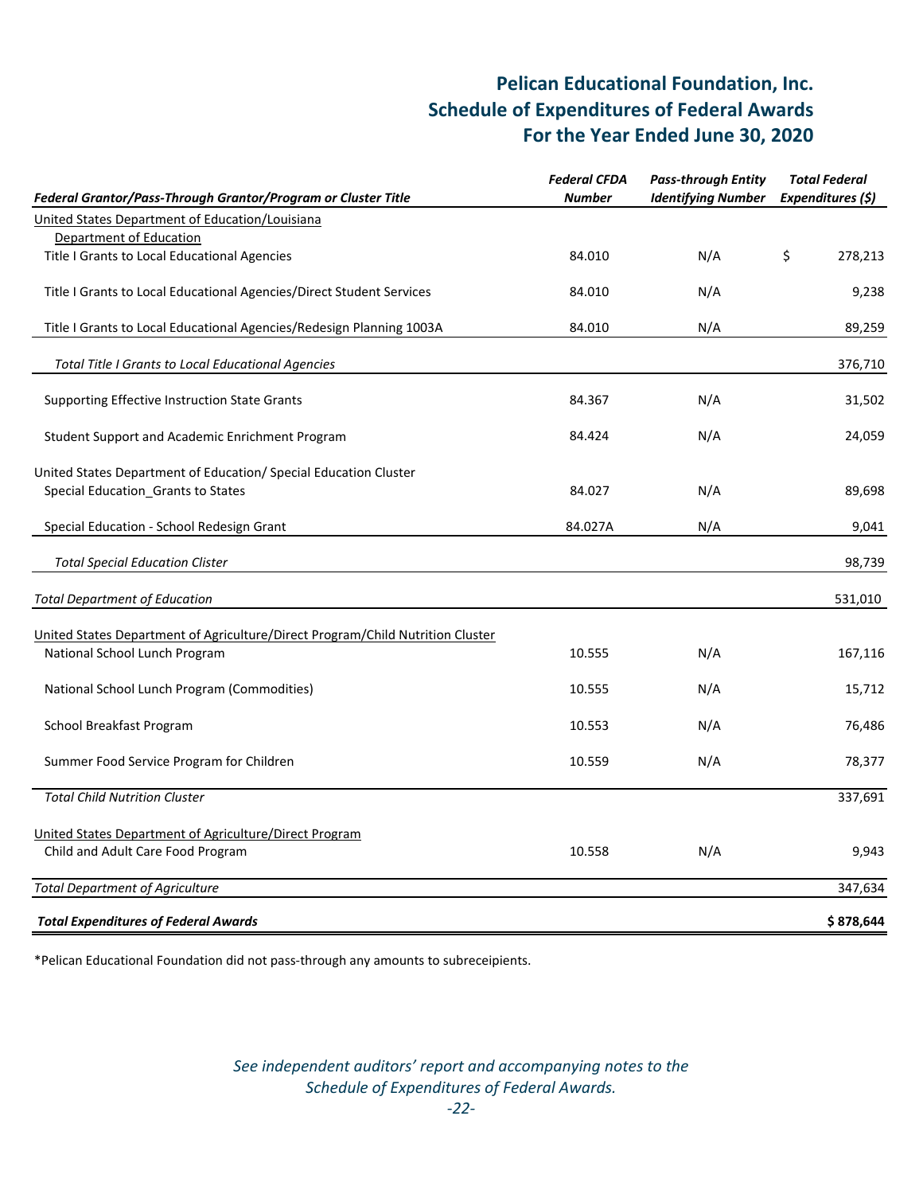# Pelican Educational Foundation, Inc.
# Schedule of Expenditures of Federal Awards
# For the Year Ended June 30, 2020

| *Federal Grantor/Pass-Through Grantor/Program or Cluster Title* | *Federal CFDA Number* | *Pass-through Entity Identifying Number* | *Total Federal Expenditures ($)* |
|---|---|---|---|
| United States Department of Education/Louisiana Department of Education | | | |
| Title I Grants to Local Educational Agencies | 84.010 | N/A | $ 278,213 |
| Title I Grants to Local Educational Agencies/Direct Student Services | 84.010 | N/A | 9,238 |
| Title I Grants to Local Educational Agencies/Redesign Planning 1003A | 84.010 | N/A | 89,259 |
| *Total Title I Grants to Local Educational Agencies* | | | 376,710 |
| Supporting Effective Instruction State Grants | 84.367 | N/A | 31,502 |
| Student Support and Academic Enrichment Program | 84.424 | N/A | 24,059 |
| United States Department of Education/ Special Education Cluster | | | |
| Special Education_Grants to States | 84.027 | N/A | 89,698 |
| Special Education - School Redesign Grant | 84.027A | N/A | 9,041 |
| *Total Special Education Clister* | | | 98,739 |
| *Total Department of Education* | | | 531,010 |
| United States Department of Agriculture/Direct Program/Child Nutrition Cluster | | | |
| National School Lunch Program | 10.555 | N/A | 167,116 |
| National School Lunch Program (Commodities) | 10.555 | N/A | 15,712 |
| School Breakfast Program | 10.553 | N/A | 76,486 |
| Summer Food Service Program for Children | 10.559 | N/A | 78,377 |
| *Total Child Nutrition Cluster* | | | 337,691 |
| United States Department of Agriculture/Direct Program | | | |
| Child and Adult Care Food Program | 10.558 | N/A | 9,943 |
| *Total Department of Agriculture* | | | 347,634 |
| ***Total Expenditures of Federal Awards*** | | | **$ 878,644** |

*Pelican Educational Foundation did not pass-through any amounts to subreceipients.

*See independent auditors' report and accompanying notes to the Schedule of Expenditures of Federal Awards.*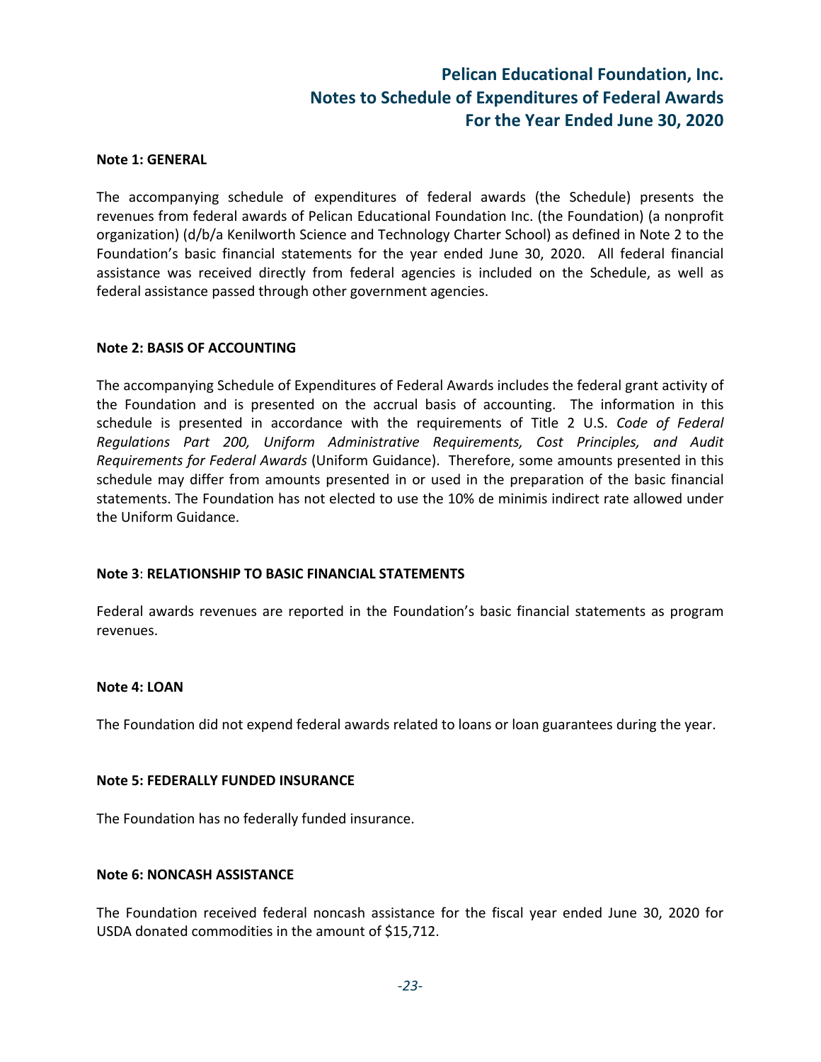# Pelican Educational Foundation, Inc.
# Notes to Schedule of Expenditures of Federal Awards
# For the Year Ended June 30, 2020

**Note 1: GENERAL**

The accompanying schedule of expenditures of federal awards (the Schedule) presents the revenues from federal awards of Pelican Educational Foundation Inc. (the Foundation) (a nonprofit organization) (d/b/a Kenilworth Science and Technology Charter School) as defined in Note 2 to the Foundation's basic financial statements for the year ended June 30, 2020. All federal financial assistance was received directly from federal agencies is included on the Schedule, as well as federal assistance passed through other government agencies.

**Note 2: BASIS OF ACCOUNTING**

The accompanying Schedule of Expenditures of Federal Awards includes the federal grant activity of the Foundation and is presented on the accrual basis of accounting. The information in this schedule is presented in accordance with the requirements of Title 2 U.S. *Code of Federal Regulations Part 200, Uniform Administrative Requirements, Cost Principles, and Audit Requirements for Federal Awards* (Uniform Guidance). Therefore, some amounts presented in this schedule may differ from amounts presented in or used in the preparation of the basic financial statements. The Foundation has not elected to use the 10% de minimis indirect rate allowed under the Uniform Guidance.

**Note 3**: **RELATIONSHIP TO BASIC FINANCIAL STATEMENTS**

Federal awards revenues are reported in the Foundation's basic financial statements as program revenues.

**Note 4: LOAN**

The Foundation did not expend federal awards related to loans or loan guarantees during the year.

**Note 5: FEDERALLY FUNDED INSURANCE**

The Foundation has no federally funded insurance.

**Note 6: NONCASH ASSISTANCE**

The Foundation received federal noncash assistance for the fiscal year ended June 30, 2020 for USDA donated commodities in the amount of $15,712.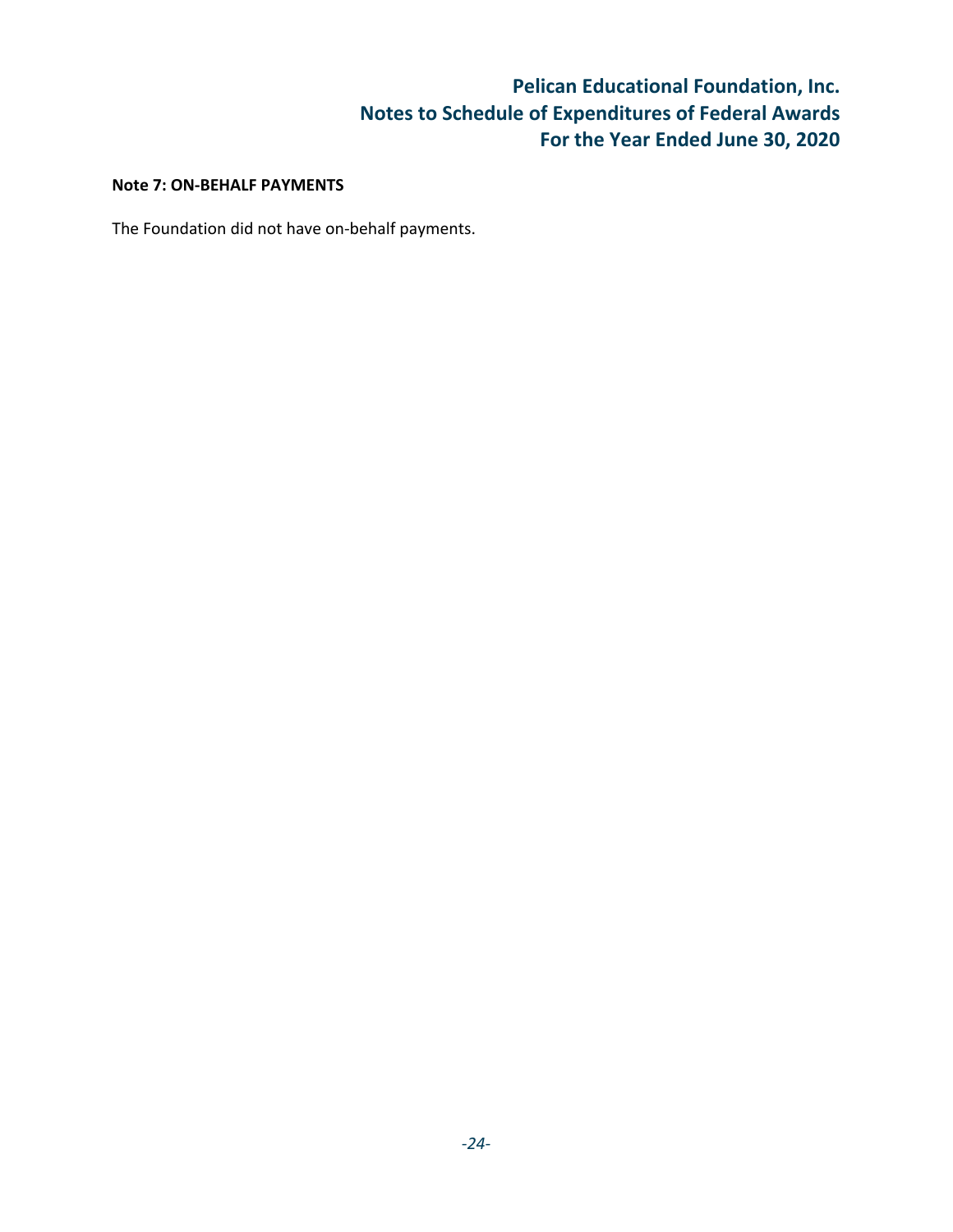**Note 7: ON-BEHALF PAYMENTS**

The Foundation did not have on-behalf payments.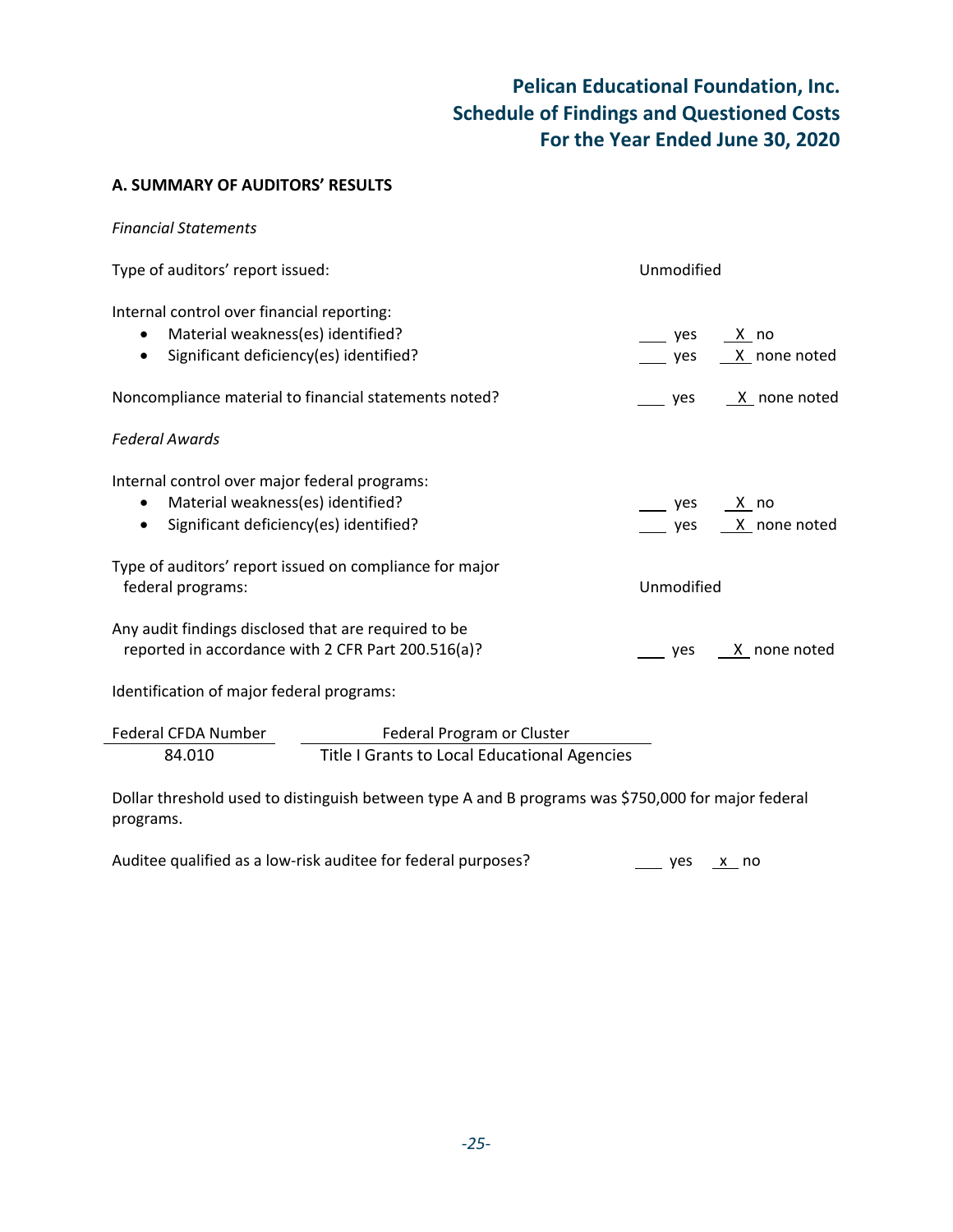# Pelican Educational Foundation, Inc.
# Schedule of Findings and Questioned Costs
# For the Year Ended June 30, 2020

**A. SUMMARY OF AUDITORS' RESULTS**

*Financial Statements*

Type of auditors' report issued: Unmodified

Internal control over financial reporting:

- Material weakness(es) identified? ___ yes _X_ no
- Significant deficiency(es) identified? ___ yes _X_ none noted

Noncompliance material to financial statements noted? ___ yes _X_ none noted

*Federal Awards*

Internal control over major federal programs:

- Material weakness(es) identified? ___ yes _X_ no
- Significant deficiency(es) identified? ___ yes _X_ none noted

Type of auditors' report issued on compliance for major federal programs: Unmodified

Any audit findings disclosed that are required to be reported in accordance with 2 CFR Part 200.516(a)? ___ yes _X_ none noted

Identification of major federal programs:

| Federal CFDA Number | Federal Program or Cluster |
|---|---|
| 84.010 | Title I Grants to Local Educational Agencies |

Dollar threshold used to distinguish between type A and B programs was $750,000 for major federal programs.

Auditee qualified as a low-risk auditee for federal purposes? ___ yes _x_ no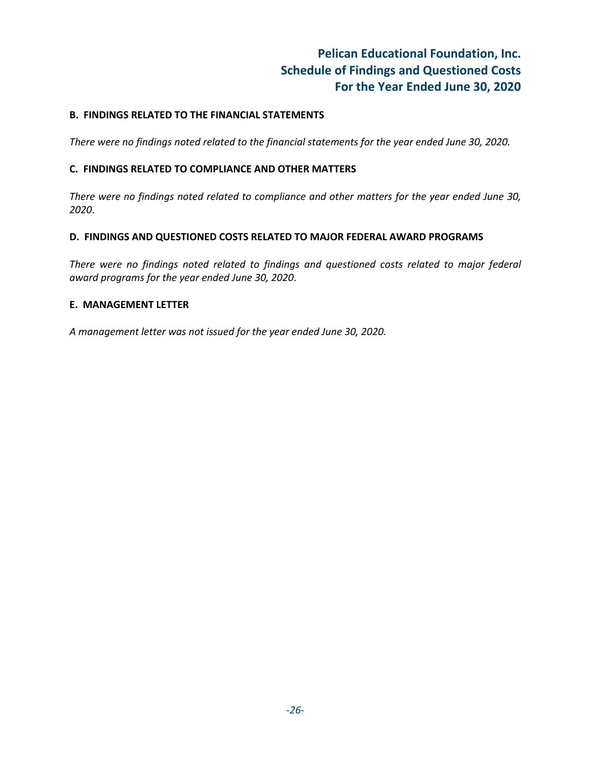# Pelican Educational Foundation, Inc.
# Schedule of Findings and Questioned Costs
# For the Year Ended June 30, 2020

**B. FINDINGS RELATED TO THE FINANCIAL STATEMENTS**

*There were no findings noted related to the financial statements for the year ended June 30, 2020.*

**C. FINDINGS RELATED TO COMPLIANCE AND OTHER MATTERS**

*There were no findings noted related to compliance and other matters for the year ended June 30, 2020*.

**D. FINDINGS AND QUESTIONED COSTS RELATED TO MAJOR FEDERAL AWARD PROGRAMS**

*There were no findings noted related to findings and questioned costs related to major federal award programs for the year ended June 30, 2020*.

**E. MANAGEMENT LETTER**

*A management letter was not issued for the year ended June 30, 2020.*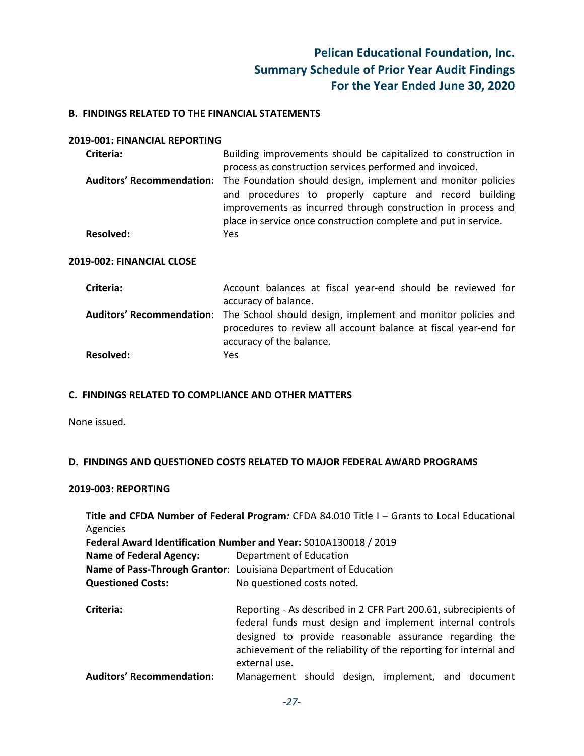# Pelican Educational Foundation, Inc.
## Summary Schedule of Prior Year Audit Findings
## For the Year Ended June 30, 2020

### B. FINDINGS RELATED TO THE FINANCIAL STATEMENTS

**2019-001: FINANCIAL REPORTING**

**Criteria:** Building improvements should be capitalized to construction in process as construction services performed and invoiced.

**Auditors' Recommendation:** The Foundation should design, implement and monitor policies and procedures to properly capture and record building improvements as incurred through construction in process and place in service once construction complete and put in service.

**Resolved:** Yes

**2019-002: FINANCIAL CLOSE**

**Criteria:** Account balances at fiscal year-end should be reviewed for accuracy of balance.

**Auditors' Recommendation:** The School should design, implement and monitor policies and procedures to review all account balance at fiscal year-end for accuracy of the balance.

**Resolved:** Yes

### C. FINDINGS RELATED TO COMPLIANCE AND OTHER MATTERS

None issued.

### D. FINDINGS AND QUESTIONED COSTS RELATED TO MAJOR FEDERAL AWARD PROGRAMS

**2019-003: REPORTING**

**Title and CFDA Number of Federal Program:** CFDA 84.010 Title I – Grants to Local Educational Agencies

**Federal Award Identification Number and Year:** S010A130018 / 2019

**Name of Federal Agency:** Department of Education

**Name of Pass-Through Grantor:** Louisiana Department of Education

**Questioned Costs:** No questioned costs noted.

**Criteria:** Reporting - As described in 2 CFR Part 200.61, subrecipients of federal funds must design and implement internal controls designed to provide reasonable assurance regarding the achievement of the reliability of the reporting for internal and external use.

**Auditors' Recommendation:** Management should design, implement, and document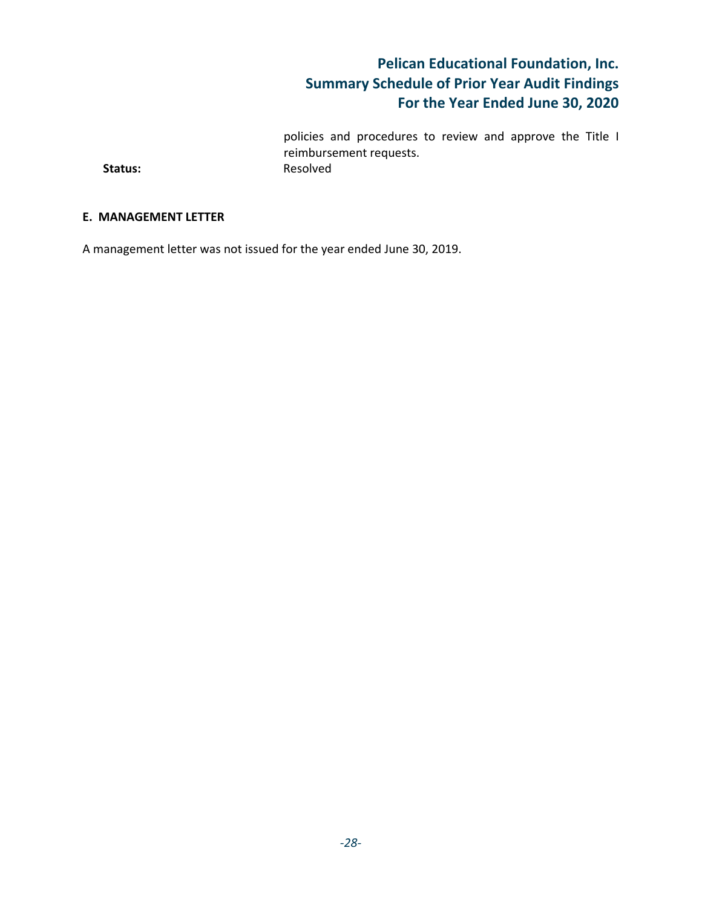policies and procedures to review and approve the Title I reimbursement requests.

**Status:** Resolved

**E. MANAGEMENT LETTER**

A management letter was not issued for the year ended June 30, 2019.